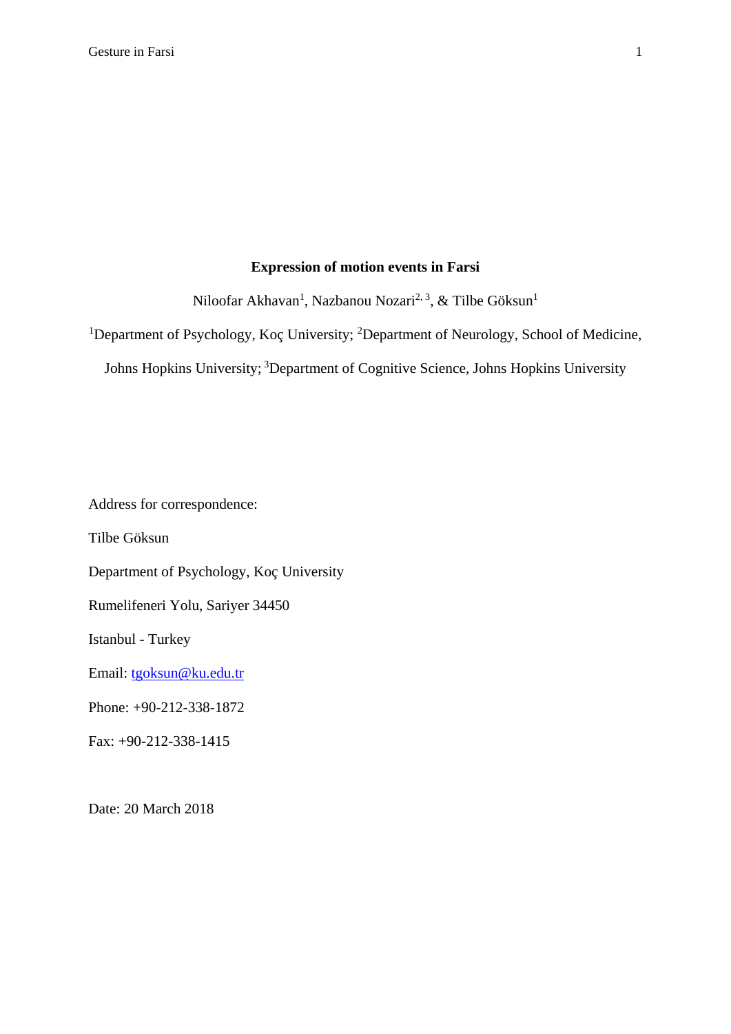# Expression of motion events in Farsi

Niloofar Akhavan[1], Nazbanou Nozari[2, 3], & Tilbe Göksun[1]

[1]Department of Psychology, Koç University; [2]Department of Neurology, School of Medicine, Johns Hopkins University; [3]Department of Cognitive Science, Johns Hopkins University

Address for correspondence:

Tilbe Göksun

Department of Psychology, Koç University

Rumelifeneri Yolu, Sariyer 34450

Istanbul - Turkey

Email: tgoksun@ku.edu.tr

Phone: +90-212-338-1872

Fax: +90-212-338-1415

Date: 20 March 2018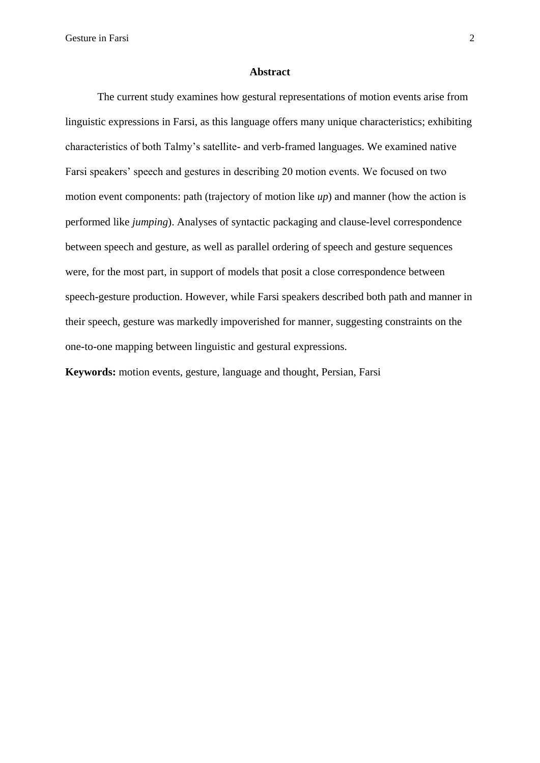# Abstract

The current study examines how gestural representations of motion events arise from linguistic expressions in Farsi, as this language offers many unique characteristics; exhibiting characteristics of both Talmy's satellite- and verb-framed languages. We examined native Farsi speakers' speech and gestures in describing 20 motion events. We focused on two motion event components: path (trajectory of motion like *up*) and manner (how the action is performed like *jumping*). Analyses of syntactic packaging and clause-level correspondence between speech and gesture, as well as parallel ordering of speech and gesture sequences were, for the most part, in support of models that posit a close correspondence between speech-gesture production. However, while Farsi speakers described both path and manner in their speech, gesture was markedly impoverished for manner, suggesting constraints on the one-to-one mapping between linguistic and gestural expressions.

**Keywords:** motion events, gesture, language and thought, Persian, Farsi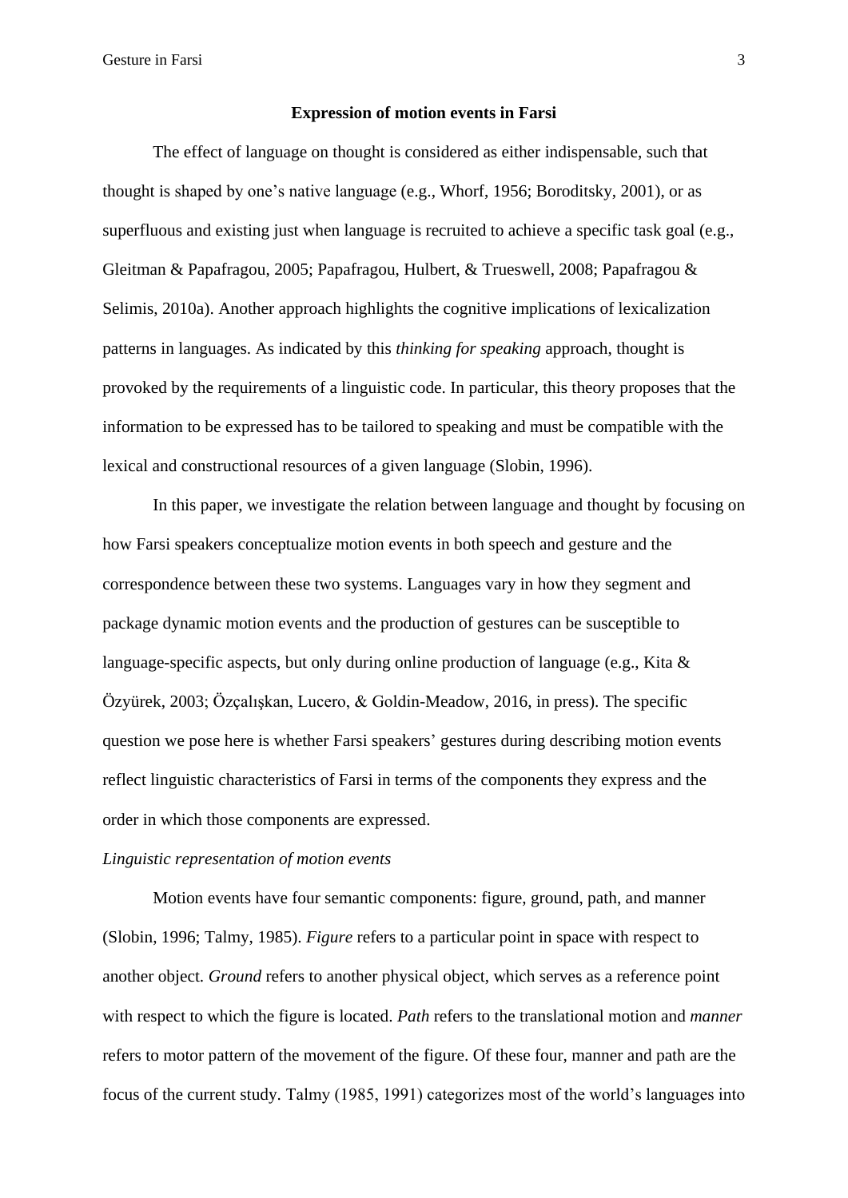## Expression of motion events in Farsi

The effect of language on thought is considered as either indispensable, such that thought is shaped by one's native language (e.g., Whorf, 1956; Boroditsky, 2001), or as superfluous and existing just when language is recruited to achieve a specific task goal (e.g., Gleitman & Papafragou, 2005; Papafragou, Hulbert, & Trueswell, 2008; Papafragou & Selimis, 2010a). Another approach highlights the cognitive implications of lexicalization patterns in languages. As indicated by this *thinking for speaking* approach, thought is provoked by the requirements of a linguistic code. In particular, this theory proposes that the information to be expressed has to be tailored to speaking and must be compatible with the lexical and constructional resources of a given language (Slobin, 1996).

In this paper, we investigate the relation between language and thought by focusing on how Farsi speakers conceptualize motion events in both speech and gesture and the correspondence between these two systems. Languages vary in how they segment and package dynamic motion events and the production of gestures can be susceptible to language-specific aspects, but only during online production of language (e.g., Kita & Özyürek, 2003; Özçalışkan, Lucero, & Goldin-Meadow, 2016, in press). The specific question we pose here is whether Farsi speakers' gestures during describing motion events reflect linguistic characteristics of Farsi in terms of the components they express and the order in which those components are expressed.

### *Linguistic representation of motion events*

Motion events have four semantic components: figure, ground, path, and manner (Slobin, 1996; Talmy, 1985). *Figure* refers to a particular point in space with respect to another object. *Ground* refers to another physical object, which serves as a reference point with respect to which the figure is located. *Path* refers to the translational motion and *manner* refers to motor pattern of the movement of the figure. Of these four, manner and path are the focus of the current study. Talmy (1985, 1991) categorizes most of the world's languages into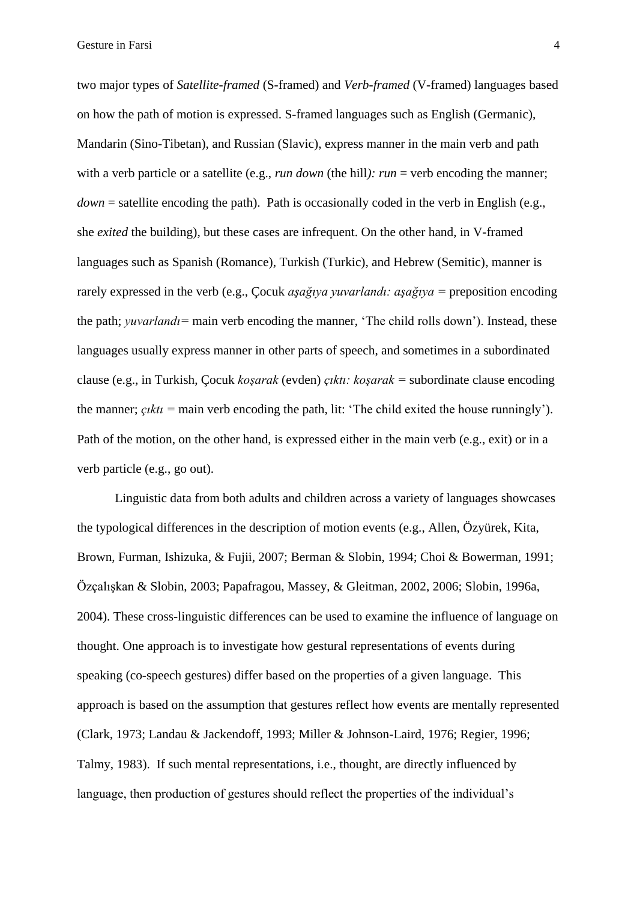two major types of *Satellite-framed* (S-framed) and *Verb-framed* (V-framed) languages based on how the path of motion is expressed. S-framed languages such as English (Germanic), Mandarin (Sino-Tibetan), and Russian (Slavic), express manner in the main verb and path with a verb particle or a satellite (e.g., *run down* (the hill*): run* = verb encoding the manner; *down* = satellite encoding the path). Path is occasionally coded in the verb in English (e.g., she *exited* the building), but these cases are infrequent. On the other hand, in V-framed languages such as Spanish (Romance), Turkish (Turkic), and Hebrew (Semitic), manner is rarely expressed in the verb (e.g., Çocuk *aşağıya yuvarlandı: aşağıya* = preposition encoding the path; *yuvarlandı*= main verb encoding the manner, 'The child rolls down'). Instead, these languages usually express manner in other parts of speech, and sometimes in a subordinated clause (e.g., in Turkish, Çocuk *koşarak* (evden) *çıktı: koşarak* = subordinate clause encoding the manner; *çıktı* = main verb encoding the path, lit: 'The child exited the house runningly'). Path of the motion, on the other hand, is expressed either in the main verb (e.g., exit) or in a verb particle (e.g., go out).

Linguistic data from both adults and children across a variety of languages showcases the typological differences in the description of motion events (e.g., Allen, Özyürek, Kita, Brown, Furman, Ishizuka, & Fujii, 2007; Berman & Slobin, 1994; Choi & Bowerman, 1991; Özçalışkan & Slobin, 2003; Papafragou, Massey, & Gleitman, 2002, 2006; Slobin, 1996a, 2004). These cross-linguistic differences can be used to examine the influence of language on thought. One approach is to investigate how gestural representations of events during speaking (co-speech gestures) differ based on the properties of a given language. This approach is based on the assumption that gestures reflect how events are mentally represented (Clark, 1973; Landau & Jackendoff, 1993; Miller & Johnson-Laird, 1976; Regier, 1996; Talmy, 1983). If such mental representations, i.e., thought, are directly influenced by language, then production of gestures should reflect the properties of the individual's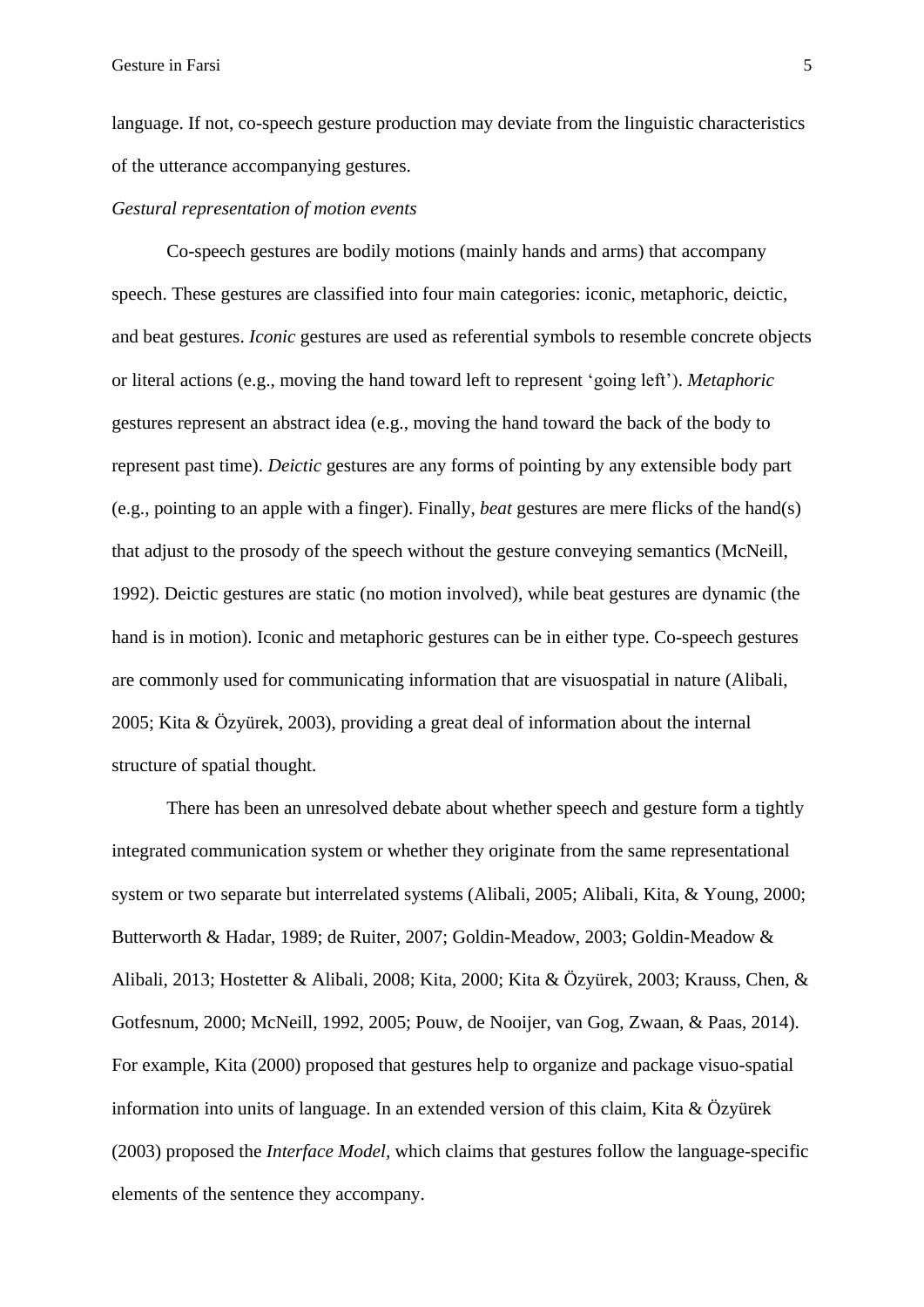language. If not, co-speech gesture production may deviate from the linguistic characteristics of the utterance accompanying gestures.

*Gestural representation of motion events*

Co-speech gestures are bodily motions (mainly hands and arms) that accompany speech. These gestures are classified into four main categories: iconic, metaphoric, deictic, and beat gestures. *Iconic* gestures are used as referential symbols to resemble concrete objects or literal actions (e.g., moving the hand toward left to represent 'going left'). *Metaphoric* gestures represent an abstract idea (e.g., moving the hand toward the back of the body to represent past time). *Deictic* gestures are any forms of pointing by any extensible body part (e.g., pointing to an apple with a finger). Finally, *beat* gestures are mere flicks of the hand(s) that adjust to the prosody of the speech without the gesture conveying semantics (McNeill, 1992). Deictic gestures are static (no motion involved), while beat gestures are dynamic (the hand is in motion). Iconic and metaphoric gestures can be in either type. Co-speech gestures are commonly used for communicating information that are visuospatial in nature (Alibali, 2005; Kita & Özyürek, 2003), providing a great deal of information about the internal structure of spatial thought.

There has been an unresolved debate about whether speech and gesture form a tightly integrated communication system or whether they originate from the same representational system or two separate but interrelated systems (Alibali, 2005; Alibali, Kita, & Young, 2000; Butterworth & Hadar, 1989; de Ruiter, 2007; Goldin-Meadow, 2003; Goldin-Meadow & Alibali, 2013; Hostetter & Alibali, 2008; Kita, 2000; Kita & Özyürek, 2003; Krauss, Chen, & Gotfesnum, 2000; McNeill, 1992, 2005; Pouw, de Nooijer, van Gog, Zwaan, & Paas, 2014). For example, Kita (2000) proposed that gestures help to organize and package visuo-spatial information into units of language. In an extended version of this claim, Kita & Özyürek (2003) proposed the *Interface Model*, which claims that gestures follow the language-specific elements of the sentence they accompany.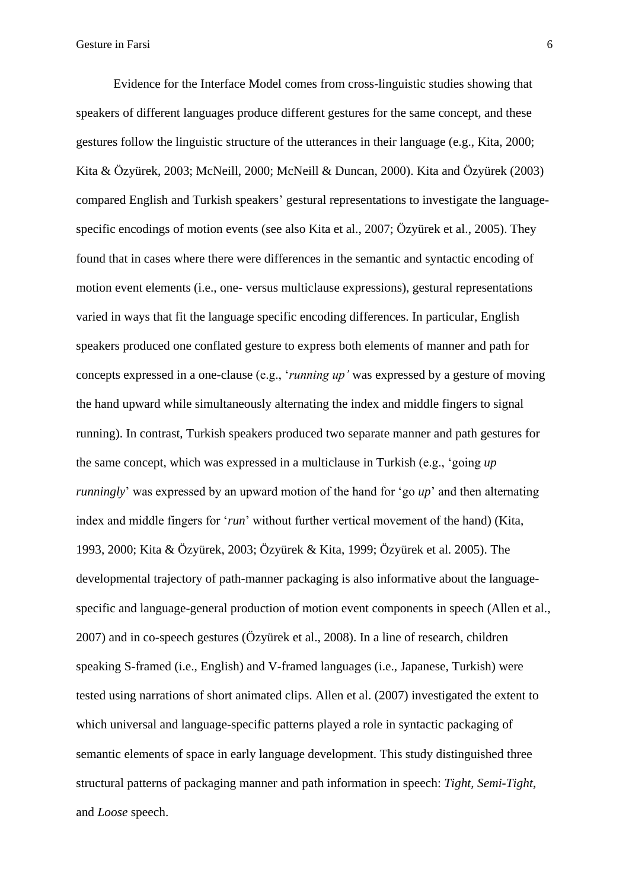Evidence for the Interface Model comes from cross-linguistic studies showing that speakers of different languages produce different gestures for the same concept, and these gestures follow the linguistic structure of the utterances in their language (e.g., Kita, 2000; Kita & Özyürek, 2003; McNeill, 2000; McNeill & Duncan, 2000). Kita and Özyürek (2003) compared English and Turkish speakers' gestural representations to investigate the language-specific encodings of motion events (see also Kita et al., 2007; Özyürek et al., 2005). They found that in cases where there were differences in the semantic and syntactic encoding of motion event elements (i.e., one- versus multiclause expressions), gestural representations varied in ways that fit the language specific encoding differences. In particular, English speakers produced one conflated gesture to express both elements of manner and path for concepts expressed in a one-clause (e.g., '*running up'* was expressed by a gesture of moving the hand upward while simultaneously alternating the index and middle fingers to signal running). In contrast, Turkish speakers produced two separate manner and path gestures for the same concept, which was expressed in a multiclause in Turkish (e.g., 'going *up runningly*' was expressed by an upward motion of the hand for 'go *up*' and then alternating index and middle fingers for '*run*' without further vertical movement of the hand) (Kita, 1993, 2000; Kita & Özyürek, 2003; Özyürek & Kita, 1999; Özyürek et al. 2005). The developmental trajectory of path-manner packaging is also informative about the language-specific and language-general production of motion event components in speech (Allen et al., 2007) and in co-speech gestures (Özyürek et al., 2008). In a line of research, children speaking S-framed (i.e., English) and V-framed languages (i.e., Japanese, Turkish) were tested using narrations of short animated clips. Allen et al. (2007) investigated the extent to which universal and language-specific patterns played a role in syntactic packaging of semantic elements of space in early language development. This study distinguished three structural patterns of packaging manner and path information in speech: *Tight*, *Semi-Tight*, and *Loose* speech.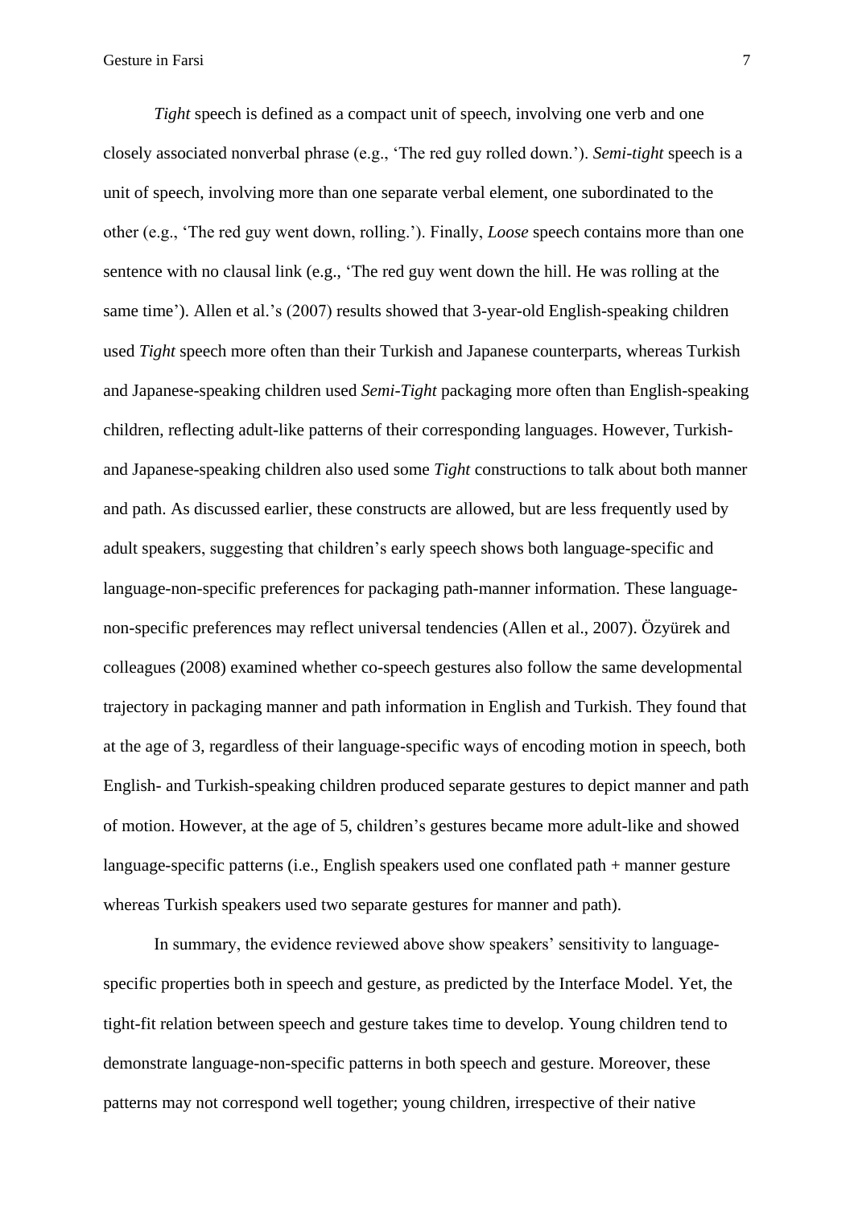*Tight* speech is defined as a compact unit of speech, involving one verb and one closely associated nonverbal phrase (e.g., 'The red guy rolled down.'). *Semi-tight* speech is a unit of speech, involving more than one separate verbal element, one subordinated to the other (e.g., 'The red guy went down, rolling.'). Finally, *Loose* speech contains more than one sentence with no clausal link (e.g., 'The red guy went down the hill. He was rolling at the same time'). Allen et al.'s (2007) results showed that 3-year-old English-speaking children used *Tight* speech more often than their Turkish and Japanese counterparts, whereas Turkish and Japanese-speaking children used *Semi-Tight* packaging more often than English-speaking children, reflecting adult-like patterns of their corresponding languages. However, Turkish- and Japanese-speaking children also used some *Tight* constructions to talk about both manner and path. As discussed earlier, these constructs are allowed, but are less frequently used by adult speakers, suggesting that children's early speech shows both language-specific and language-non-specific preferences for packaging path-manner information. These language-non-specific preferences may reflect universal tendencies (Allen et al., 2007). Özyürek and colleagues (2008) examined whether co-speech gestures also follow the same developmental trajectory in packaging manner and path information in English and Turkish. They found that at the age of 3, regardless of their language-specific ways of encoding motion in speech, both English- and Turkish-speaking children produced separate gestures to depict manner and path of motion. However, at the age of 5, children's gestures became more adult-like and showed language-specific patterns (i.e., English speakers used one conflated path + manner gesture whereas Turkish speakers used two separate gestures for manner and path).

In summary, the evidence reviewed above show speakers' sensitivity to language-specific properties both in speech and gesture, as predicted by the Interface Model. Yet, the tight-fit relation between speech and gesture takes time to develop. Young children tend to demonstrate language-non-specific patterns in both speech and gesture. Moreover, these patterns may not correspond well together; young children, irrespective of their native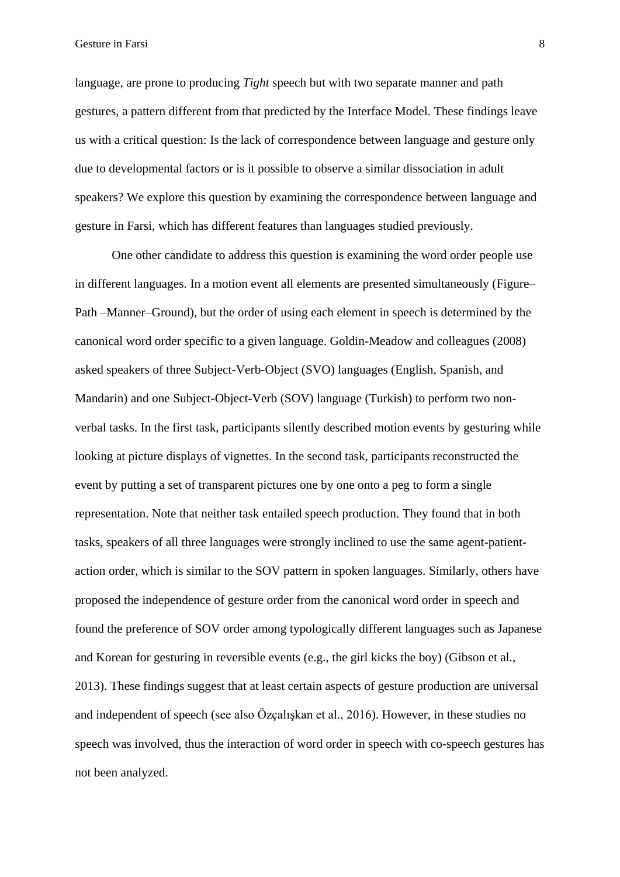language, are prone to producing *Tight* speech but with two separate manner and path gestures, a pattern different from that predicted by the Interface Model. These findings leave us with a critical question: Is the lack of correspondence between language and gesture only due to developmental factors or is it possible to observe a similar dissociation in adult speakers? We explore this question by examining the correspondence between language and gesture in Farsi, which has different features than languages studied previously.

One other candidate to address this question is examining the word order people use in different languages. In a motion event all elements are presented simultaneously (Figure–Path –Manner–Ground), but the order of using each element in speech is determined by the canonical word order specific to a given language. Goldin-Meadow and colleagues (2008) asked speakers of three Subject-Verb-Object (SVO) languages (English, Spanish, and Mandarin) and one Subject-Object-Verb (SOV) language (Turkish) to perform two non-verbal tasks. In the first task, participants silently described motion events by gesturing while looking at picture displays of vignettes. In the second task, participants reconstructed the event by putting a set of transparent pictures one by one onto a peg to form a single representation. Note that neither task entailed speech production. They found that in both tasks, speakers of all three languages were strongly inclined to use the same agent-patient-action order, which is similar to the SOV pattern in spoken languages. Similarly, others have proposed the independence of gesture order from the canonical word order in speech and found the preference of SOV order among typologically different languages such as Japanese and Korean for gesturing in reversible events (e.g., the girl kicks the boy) (Gibson et al., 2013). These findings suggest that at least certain aspects of gesture production are universal and independent of speech (see also Özçalışkan et al., 2016). However, in these studies no speech was involved, thus the interaction of word order in speech with co-speech gestures has not been analyzed.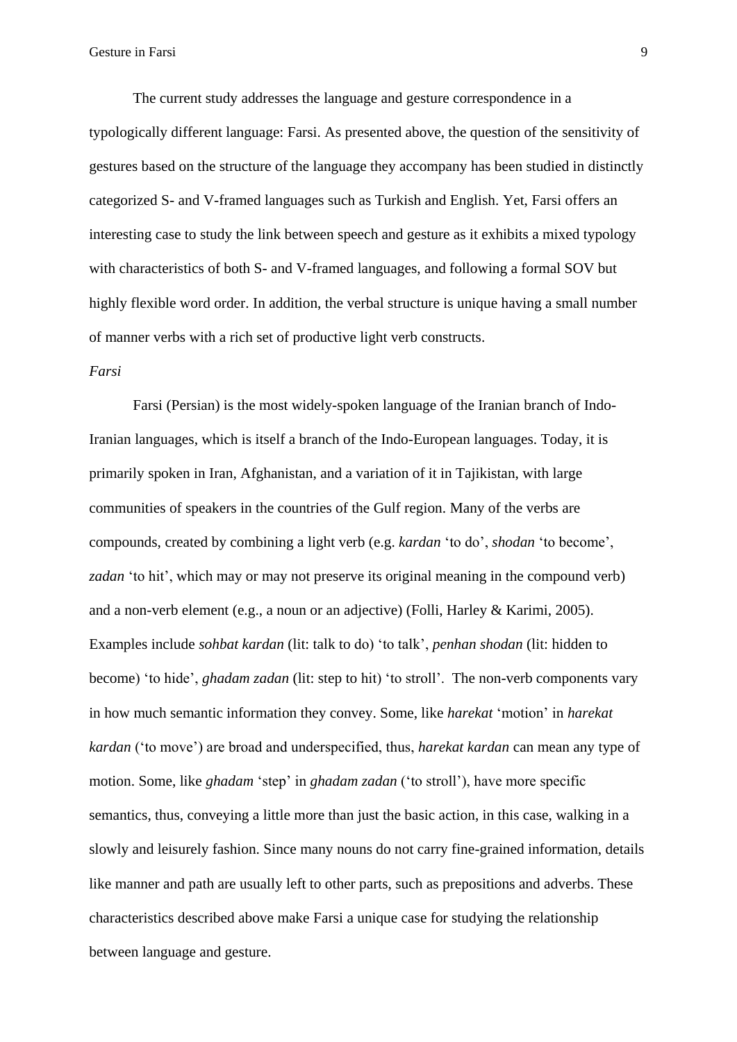The current study addresses the language and gesture correspondence in a typologically different language: Farsi. As presented above, the question of the sensitivity of gestures based on the structure of the language they accompany has been studied in distinctly categorized S- and V-framed languages such as Turkish and English. Yet, Farsi offers an interesting case to study the link between speech and gesture as it exhibits a mixed typology with characteristics of both S- and V-framed languages, and following a formal SOV but highly flexible word order. In addition, the verbal structure is unique having a small number of manner verbs with a rich set of productive light verb constructs.

*Farsi*

Farsi (Persian) is the most widely-spoken language of the Iranian branch of Indo-Iranian languages, which is itself a branch of the Indo-European languages. Today, it is primarily spoken in Iran, Afghanistan, and a variation of it in Tajikistan, with large communities of speakers in the countries of the Gulf region. Many of the verbs are compounds, created by combining a light verb (e.g. *kardan* 'to do', *shodan* 'to become', *zadan* 'to hit', which may or may not preserve its original meaning in the compound verb) and a non-verb element (e.g., a noun or an adjective) (Folli, Harley & Karimi, 2005). Examples include *sohbat kardan* (lit: talk to do) 'to talk', *penhan shodan* (lit: hidden to become) 'to hide', *ghadam zadan* (lit: step to hit) 'to stroll'. The non-verb components vary in how much semantic information they convey. Some, like *harekat* 'motion' in *harekat kardan* ('to move') are broad and underspecified, thus, *harekat kardan* can mean any type of motion. Some, like *ghadam* 'step' in *ghadam zadan* ('to stroll'), have more specific semantics, thus, conveying a little more than just the basic action, in this case, walking in a slowly and leisurely fashion. Since many nouns do not carry fine-grained information, details like manner and path are usually left to other parts, such as prepositions and adverbs. These characteristics described above make Farsi a unique case for studying the relationship between language and gesture.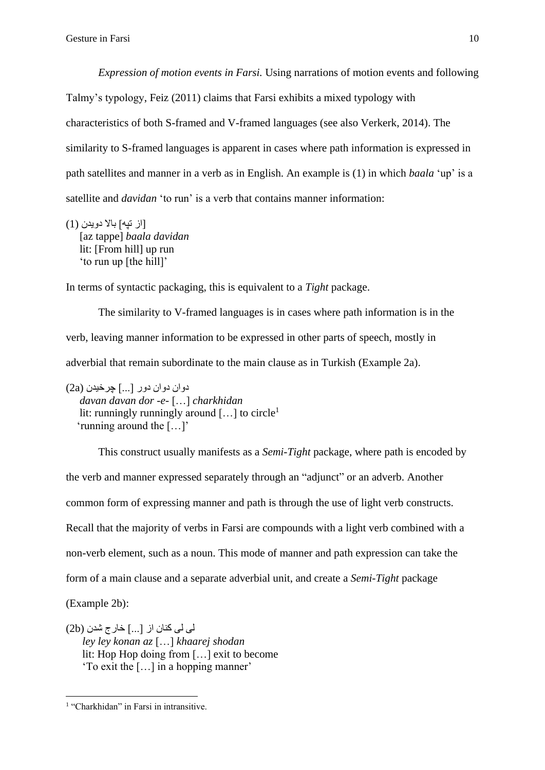*Expression of motion events in Farsi.* Using narrations of motion events and following Talmy's typology, Feiz (2011) claims that Farsi exhibits a mixed typology with characteristics of both S-framed and V-framed languages (see also Verkerk, 2014). The similarity to S-framed languages is apparent in cases where path information is expressed in path satellites and manner in a verb as in English. An example is (1) in which *baala* 'up' is a satellite and *davidan* 'to run' is a verb that contains manner information:

(1) [از تپه] بالا دویدن
[az tappe] *baala davidan*
lit: [From hill] up run
'to run up [the hill]'

In terms of syntactic packaging, this is equivalent to a *Tight* package.

The similarity to V-framed languages is in cases where path information is in the verb, leaving manner information to be expressed in other parts of speech, mostly in adverbial that remain subordinate to the main clause as in Turkish (Example 2a).

(2a) دوان دوان دور [...] چرخیدن
*davan davan dor -e-* […] *charkhidan*
lit: runningly runningly around […] to circle[1]
'running around the […]'

This construct usually manifests as a *Semi-Tight* package, where path is encoded by the verb and manner expressed separately through an "adjunct" or an adverb. Another common form of expressing manner and path is through the use of light verb constructs. Recall that the majority of verbs in Farsi are compounds with a light verb combined with a non-verb element, such as a noun. This mode of manner and path expression can take the form of a main clause and a separate adverbial unit, and create a *Semi-Tight* package (Example 2b):

(2b) لی لی کنان از [...] خارج شدن
*ley ley konan az* […] *khaarej shodan*
lit: Hop Hop doing from […] exit to become
'To exit the […] in a hopping manner'

---

[1] "Charkhidan" in Farsi in intransitive.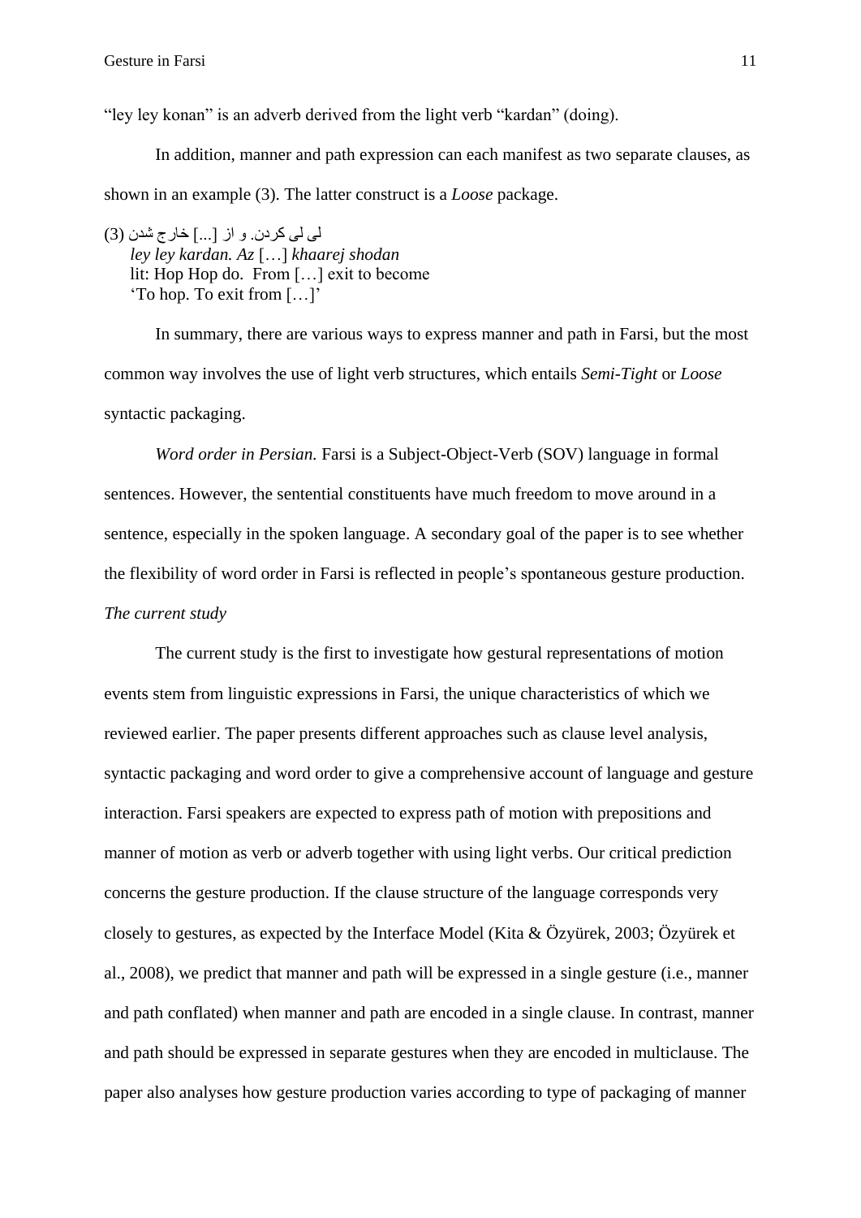“ley ley konan” is an adverb derived from the light verb “kardan” (doing).

In addition, manner and path expression can each manifest as two separate clauses, as shown in an example (3). The latter construct is a *Loose* package.

(3) لی لی کردن. و از [...] خارج شدن
*ley ley kardan. Az* […] *khaarej shodan*
lit: Hop Hop do. From […] exit to become
‘To hop. To exit from […]’

In summary, there are various ways to express manner and path in Farsi, but the most common way involves the use of light verb structures, which entails *Semi-Tight* or *Loose* syntactic packaging.

*Word order in Persian.* Farsi is a Subject-Object-Verb (SOV) language in formal sentences. However, the sentential constituents have much freedom to move around in a sentence, especially in the spoken language. A secondary goal of the paper is to see whether the flexibility of word order in Farsi is reflected in people’s spontaneous gesture production.

*The current study*

The current study is the first to investigate how gestural representations of motion events stem from linguistic expressions in Farsi, the unique characteristics of which we reviewed earlier. The paper presents different approaches such as clause level analysis, syntactic packaging and word order to give a comprehensive account of language and gesture interaction. Farsi speakers are expected to express path of motion with prepositions and manner of motion as verb or adverb together with using light verbs. Our critical prediction concerns the gesture production. If the clause structure of the language corresponds very closely to gestures, as expected by the Interface Model (Kita & Özyürek, 2003; Özyürek et al., 2008), we predict that manner and path will be expressed in a single gesture (i.e., manner and path conflated) when manner and path are encoded in a single clause. In contrast, manner and path should be expressed in separate gestures when they are encoded in multiclause. The paper also analyses how gesture production varies according to type of packaging of manner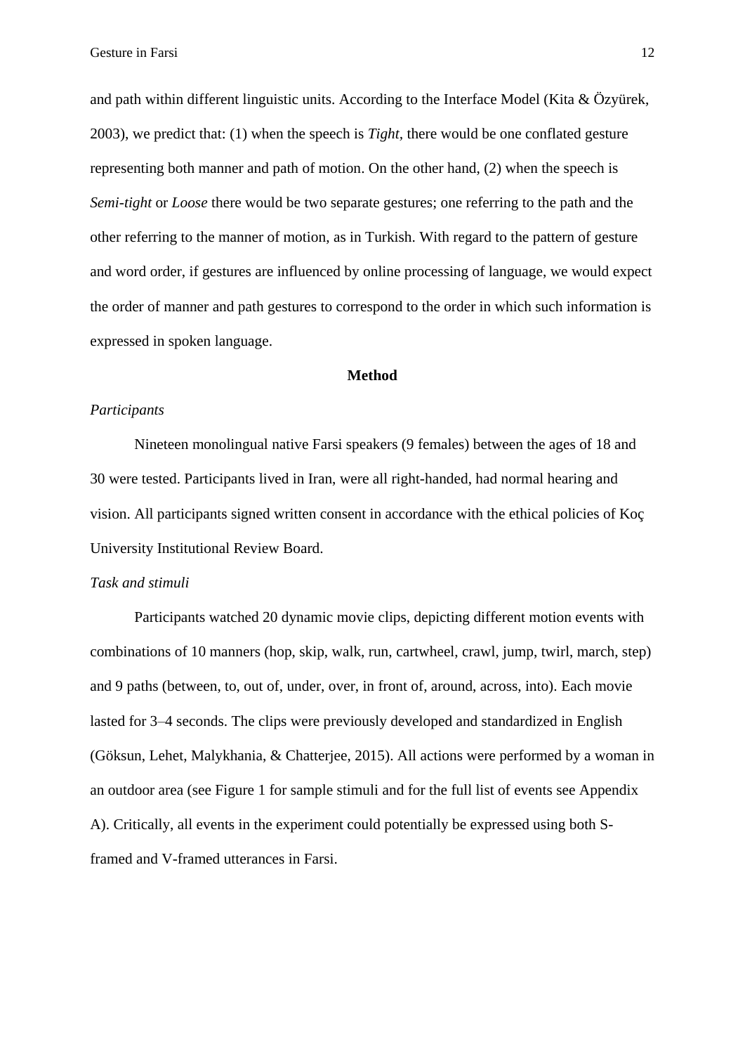and path within different linguistic units. According to the Interface Model (Kita & Özyürek, 2003), we predict that: (1) when the speech is *Tight*, there would be one conflated gesture representing both manner and path of motion. On the other hand, (2) when the speech is *Semi-tight* or *Loose* there would be two separate gestures; one referring to the path and the other referring to the manner of motion, as in Turkish. With regard to the pattern of gesture and word order, if gestures are influenced by online processing of language, we would expect the order of manner and path gestures to correspond to the order in which such information is expressed in spoken language.

## Method

### *Participants*

Nineteen monolingual native Farsi speakers (9 females) between the ages of 18 and 30 were tested. Participants lived in Iran, were all right-handed, had normal hearing and vision. All participants signed written consent in accordance with the ethical policies of Koç University Institutional Review Board.

### *Task and stimuli*

Participants watched 20 dynamic movie clips, depicting different motion events with combinations of 10 manners (hop, skip, walk, run, cartwheel, crawl, jump, twirl, march, step) and 9 paths (between, to, out of, under, over, in front of, around, across, into). Each movie lasted for 3–4 seconds. The clips were previously developed and standardized in English (Göksun, Lehet, Malykhania, & Chatterjee, 2015). All actions were performed by a woman in an outdoor area (see Figure 1 for sample stimuli and for the full list of events see Appendix A). Critically, all events in the experiment could potentially be expressed using both S-framed and V-framed utterances in Farsi.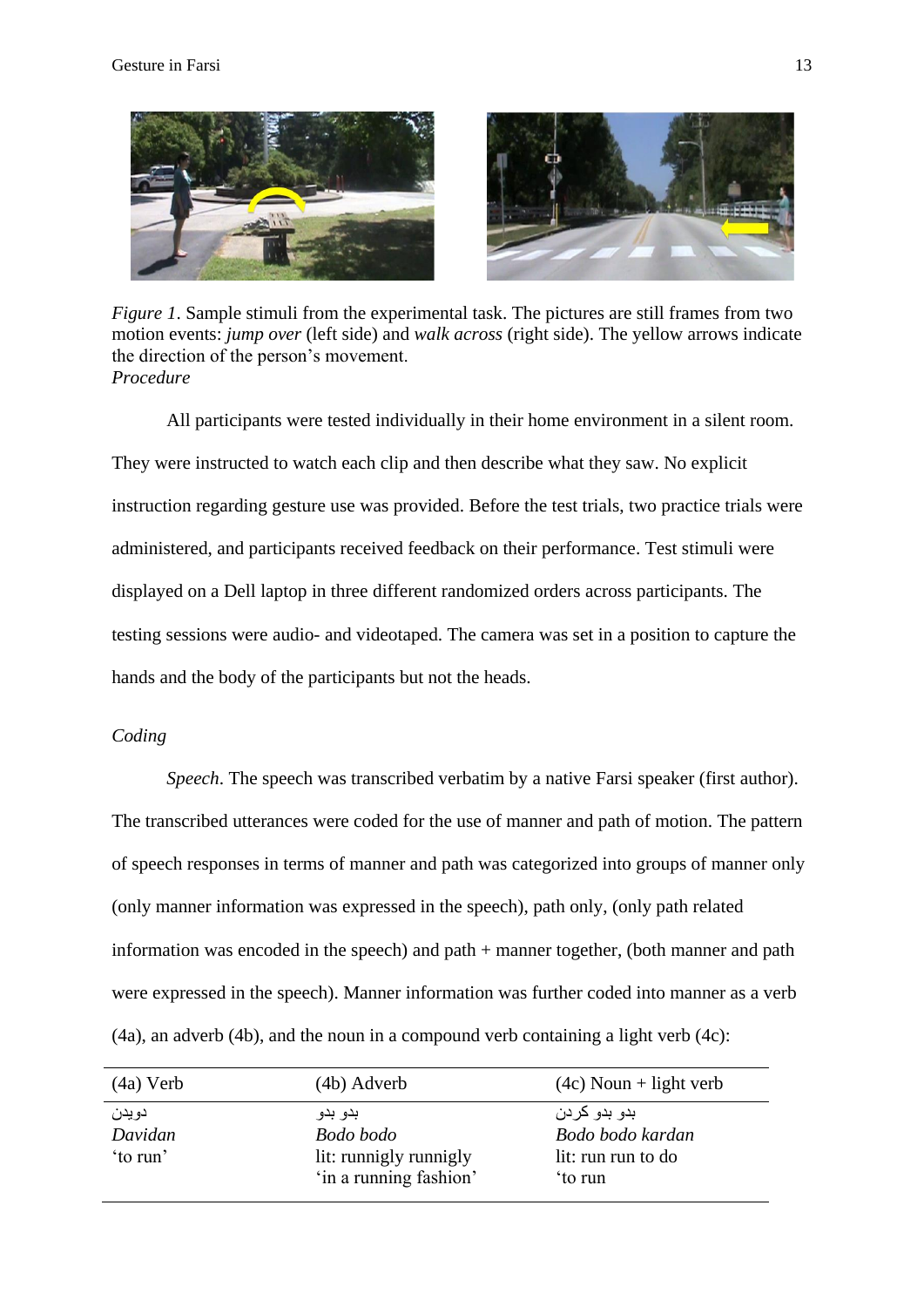*Figure 1*. Sample stimuli from the experimental task. The pictures are still frames from two motion events: *jump over* (left side) and *walk across* (right side). The yellow arrows indicate the direction of the person's movement.

*Procedure*

All participants were tested individually in their home environment in a silent room. They were instructed to watch each clip and then describe what they saw. No explicit instruction regarding gesture use was provided. Before the test trials, two practice trials were administered, and participants received feedback on their performance. Test stimuli were displayed on a Dell laptop in three different randomized orders across participants. The testing sessions were audio- and videotaped. The camera was set in a position to capture the hands and the body of the participants but not the heads.

*Coding*

*Speech*. The speech was transcribed verbatim by a native Farsi speaker (first author). The transcribed utterances were coded for the use of manner and path of motion. The pattern of speech responses in terms of manner and path was categorized into groups of manner only (only manner information was expressed in the speech), path only, (only path related information was encoded in the speech) and path + manner together, (both manner and path were expressed in the speech). Manner information was further coded into manner as a verb (4a), an adverb (4b), and the noun in a compound verb containing a light verb (4c):

| (4a) Verb | (4b) Adverb | (4c) Noun + light verb |
|---|---|---|
| دویدن<br>*Davidan*<br>'to run' | بدو بدو<br>*Bodo bodo*<br>lit: runnigly runnigly<br>'in a running fashion' | بدو بدو کردن<br>*Bodo bodo kardan*<br>lit: run run to do<br>'to run |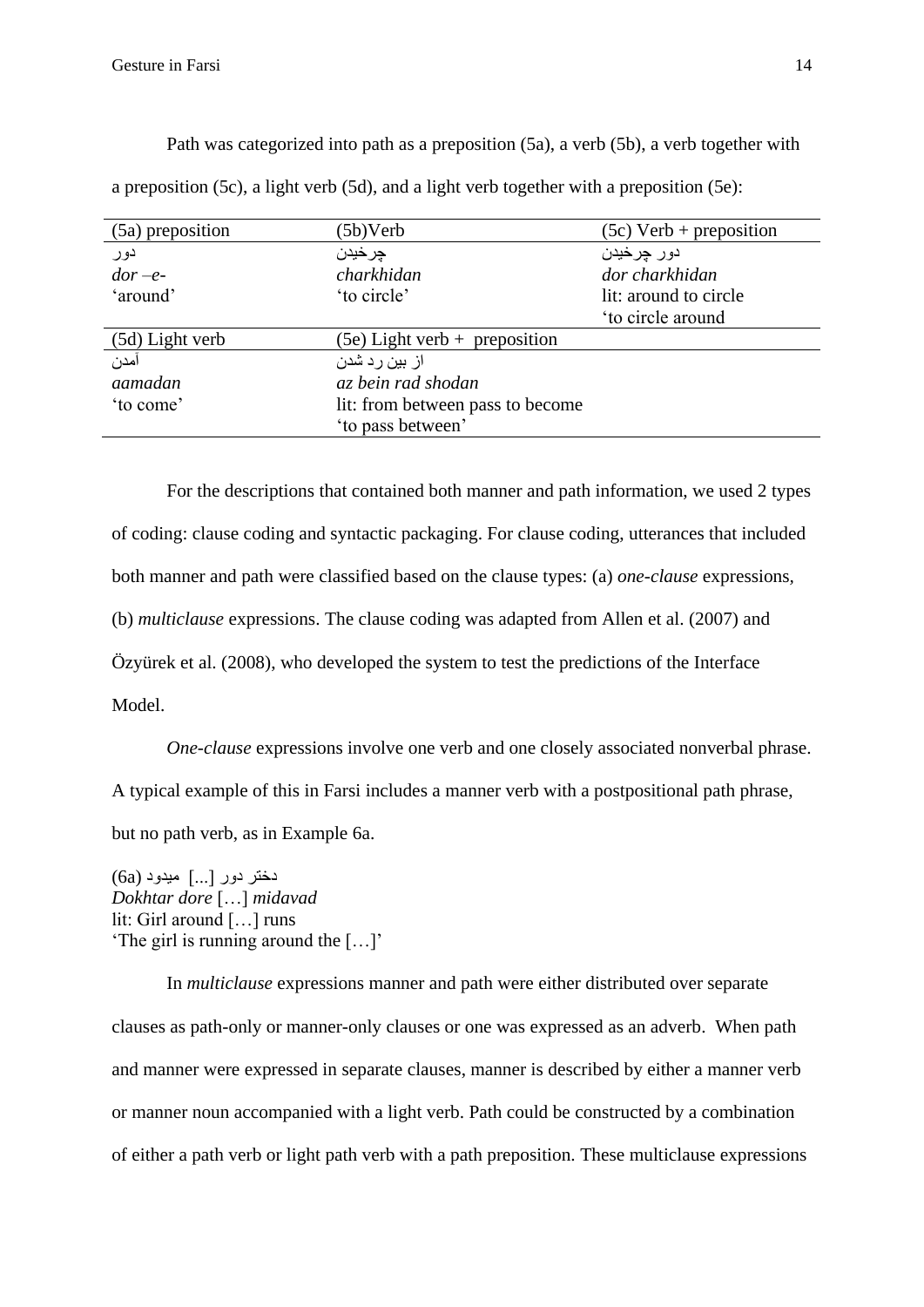Path was categorized into path as a preposition (5a), a verb (5b), a verb together with a preposition (5c), a light verb (5d), and a light verb together with a preposition (5e):

| (5a) preposition | (5b)Verb | (5c) Verb + preposition |
|---|---|---|
| دور<br>*dor –e-*<br>'around' | چرخیدن<br>*charkhidan*<br>'to circle' | دور چرخیدن<br>*dor charkhidan*<br>lit: around to circle<br>'to circle around |
| **(5d) Light verb** | **(5e) Light verb + preposition** | |
| آمدن<br>*aamadan*<br>'to come' | از بین رد شدن<br>*az bein rad shodan*<br>lit: from between pass to become<br>'to pass between' | |

For the descriptions that contained both manner and path information, we used 2 types of coding: clause coding and syntactic packaging. For clause coding, utterances that included both manner and path were classified based on the clause types: (a) *one-clause* expressions, (b) *multiclause* expressions. The clause coding was adapted from Allen et al. (2007) and Özyürek et al. (2008), who developed the system to test the predictions of the Interface Model.

*One-clause* expressions involve one verb and one closely associated nonverbal phrase. A typical example of this in Farsi includes a manner verb with a postpositional path phrase, but no path verb, as in Example 6a.

(6a) دختر دور [...] میدود
*Dokhtar dore* […] *midavad*
lit: Girl around […] runs
'The girl is running around the […]'

In *multiclause* expressions manner and path were either distributed over separate clauses as path-only or manner-only clauses or one was expressed as an adverb. When path and manner were expressed in separate clauses, manner is described by either a manner verb or manner noun accompanied with a light verb. Path could be constructed by a combination of either a path verb or light path verb with a path preposition. These multiclause expressions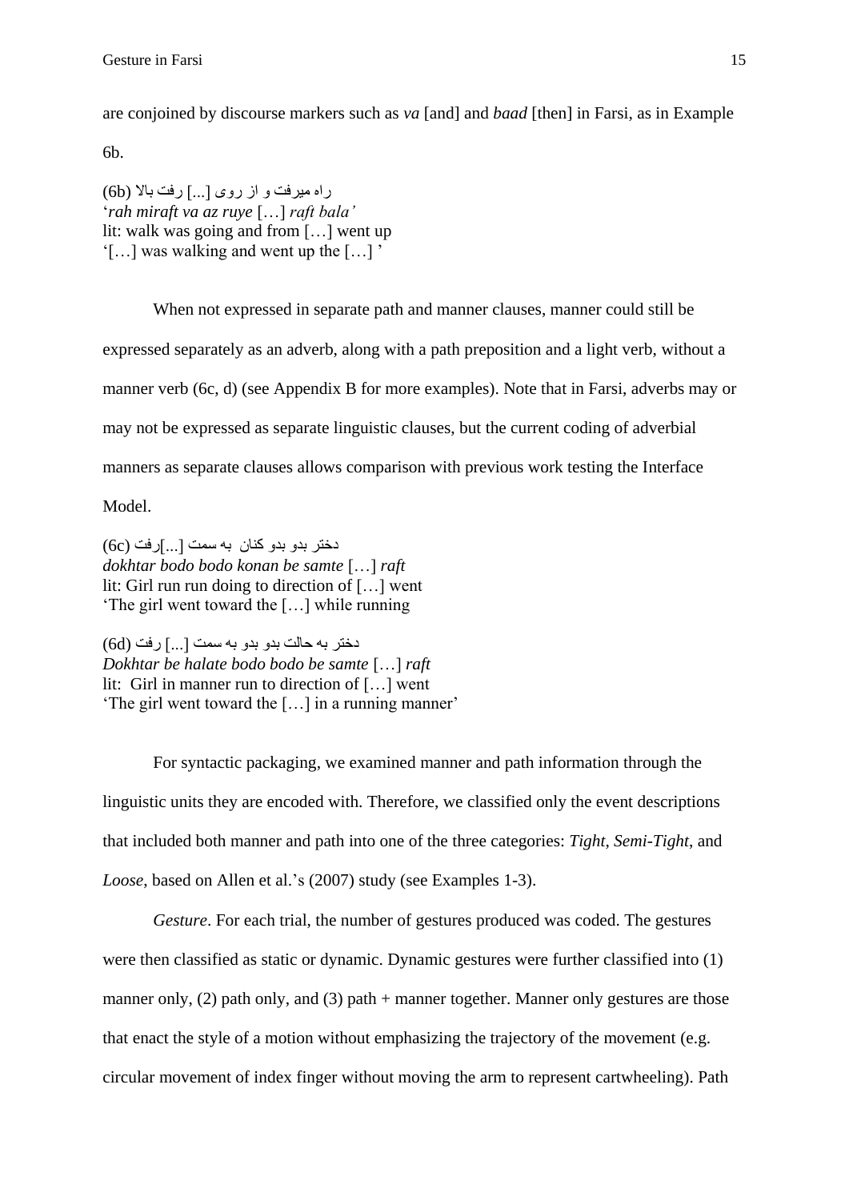are conjoined by discourse markers such as *va* [and] and *baad* [then] in Farsi, as in Example 6b.

(6b) راه میرفت و از روی [...] رفت بالا
'*rah miraft va az ruye* […] *raft bala'*
lit: walk was going and from […] went up
'[…] was walking and went up the […] '

When not expressed in separate path and manner clauses, manner could still be expressed separately as an adverb, along with a path preposition and a light verb, without a manner verb (6c, d) (see Appendix B for more examples). Note that in Farsi, adverbs may or may not be expressed as separate linguistic clauses, but the current coding of adverbial manners as separate clauses allows comparison with previous work testing the Interface Model.

(6c) دختر بدو بدو کنان به سمت [...]رفت
*dokhtar bodo bodo konan be samte* […] *raft*
lit: Girl run run doing to direction of […] went
'The girl went toward the […] while running

(6d) دختر به حالت بدو بدو به سمت [...] رفت
*Dokhtar be halate bodo bodo be samte* […] *raft*
lit: Girl in manner run to direction of […] went
'The girl went toward the […] in a running manner'

For syntactic packaging, we examined manner and path information through the linguistic units they are encoded with. Therefore, we classified only the event descriptions that included both manner and path into one of the three categories: *Tight*, *Semi-Tight*, and *Loose*, based on Allen et al.'s (2007) study (see Examples 1-3).

*Gesture*. For each trial, the number of gestures produced was coded. The gestures were then classified as static or dynamic. Dynamic gestures were further classified into (1) manner only, (2) path only, and (3) path + manner together. Manner only gestures are those that enact the style of a motion without emphasizing the trajectory of the movement (e.g. circular movement of index finger without moving the arm to represent cartwheeling). Path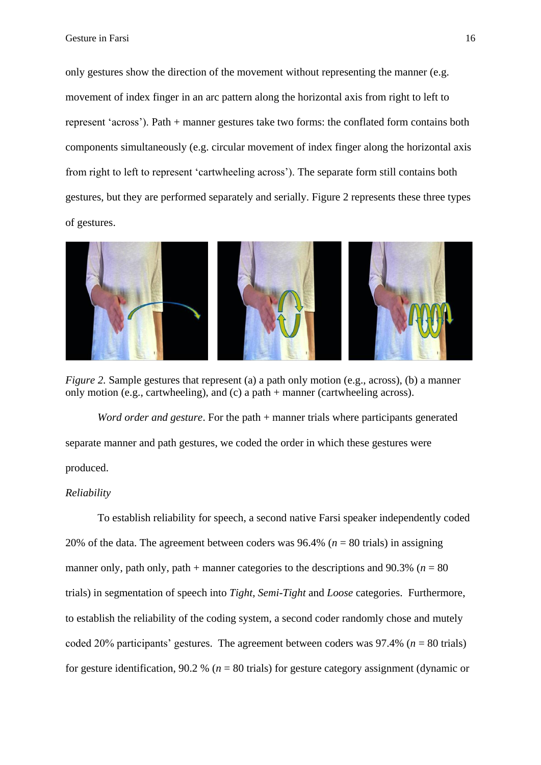only gestures show the direction of the movement without representing the manner (e.g. movement of index finger in an arc pattern along the horizontal axis from right to left to represent 'across'). Path + manner gestures take two forms: the conflated form contains both components simultaneously (e.g. circular movement of index finger along the horizontal axis from right to left to represent 'cartwheeling across'). The separate form still contains both gestures, but they are performed separately and serially. Figure 2 represents these three types of gestures.

*Figure 2.* Sample gestures that represent (a) a path only motion (e.g., across), (b) a manner only motion (e.g., cartwheeling), and (c) a path + manner (cartwheeling across).

*Word order and gesture*. For the path + manner trials where participants generated separate manner and path gestures, we coded the order in which these gestures were produced.

*Reliability*

To establish reliability for speech, a second native Farsi speaker independently coded 20% of the data. The agreement between coders was 96.4% ($n$ = 80 trials) in assigning manner only, path only, path + manner categories to the descriptions and 90.3% ($n$ = 80 trials) in segmentation of speech into *Tight*, *Semi-Tight* and *Loose* categories. Furthermore, to establish the reliability of the coding system, a second coder randomly chose and mutely coded 20% participants' gestures. The agreement between coders was 97.4% ($n$ = 80 trials) for gesture identification, 90.2 % ($n$ = 80 trials) for gesture category assignment (dynamic or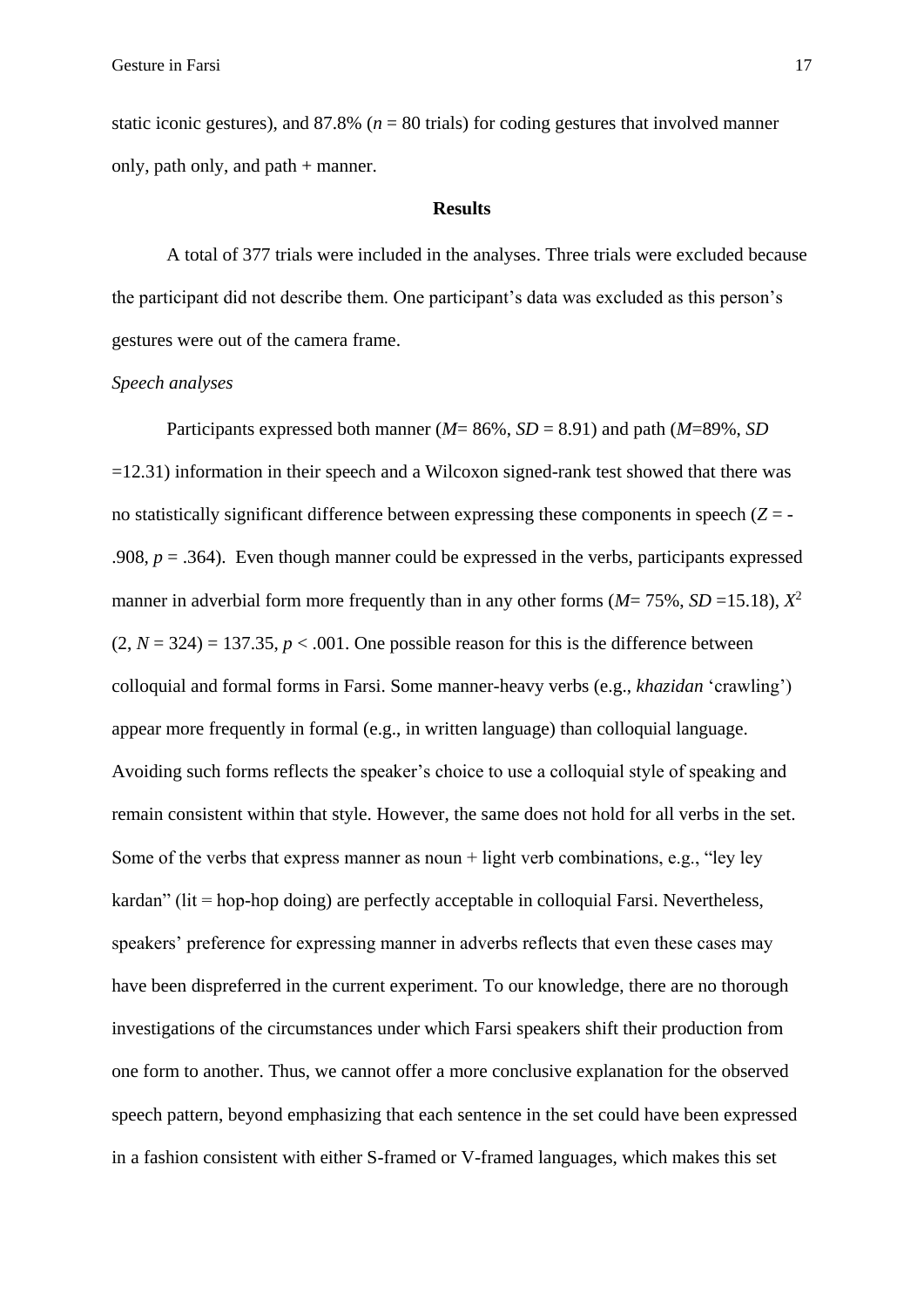static iconic gestures), and 87.8% (*n* = 80 trials) for coding gestures that involved manner only, path only, and path + manner.

## Results

A total of 377 trials were included in the analyses. Three trials were excluded because the participant did not describe them. One participant's data was excluded as this person's gestures were out of the camera frame.

### *Speech analyses*

Participants expressed both manner (*M*= 86%, *SD* = 8.91) and path (*M*=89%, *SD* =12.31) information in their speech and a Wilcoxon signed-rank test showed that there was no statistically significant difference between expressing these components in speech ($Z = -.908$, $p = .364$). Even though manner could be expressed in the verbs, participants expressed manner in adverbial form more frequently than in any other forms (*M*= 75%, *SD* =15.18), $X^2$ $(2, N = 324) = 137.35$, $p < .001$. One possible reason for this is the difference between colloquial and formal forms in Farsi. Some manner-heavy verbs (e.g., *khazidan* 'crawling') appear more frequently in formal (e.g., in written language) than colloquial language. Avoiding such forms reflects the speaker's choice to use a colloquial style of speaking and remain consistent within that style. However, the same does not hold for all verbs in the set. Some of the verbs that express manner as noun + light verb combinations, e.g., "ley ley kardan" (lit = hop-hop doing) are perfectly acceptable in colloquial Farsi. Nevertheless, speakers' preference for expressing manner in adverbs reflects that even these cases may have been dispreferred in the current experiment. To our knowledge, there are no thorough investigations of the circumstances under which Farsi speakers shift their production from one form to another. Thus, we cannot offer a more conclusive explanation for the observed speech pattern, beyond emphasizing that each sentence in the set could have been expressed in a fashion consistent with either S-framed or V-framed languages, which makes this set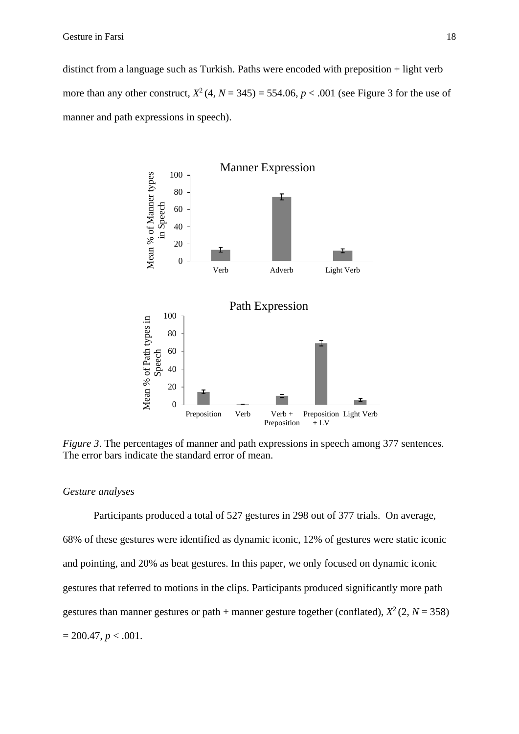distinct from a language such as Turkish. Paths were encoded with preposition + light verb more than any other construct, $X^2$ (4, $N$ = 345) = 554.06, $p$ < .001 (see Figure 3 for the use of manner and path expressions in speech).

*Figure 3*. The percentages of manner and path expressions in speech among 377 sentences. The error bars indicate the standard error of mean.

### *Gesture analyses*

Participants produced a total of 527 gestures in 298 out of 377 trials. On average, 68% of these gestures were identified as dynamic iconic, 12% of gestures were static iconic and pointing, and 20% as beat gestures. In this paper, we only focused on dynamic iconic gestures that referred to motions in the clips. Participants produced significantly more path gestures than manner gestures or path + manner gesture together (conflated), $X^2$ (2, $N$ = 358) = 200.47, $p$ < .001.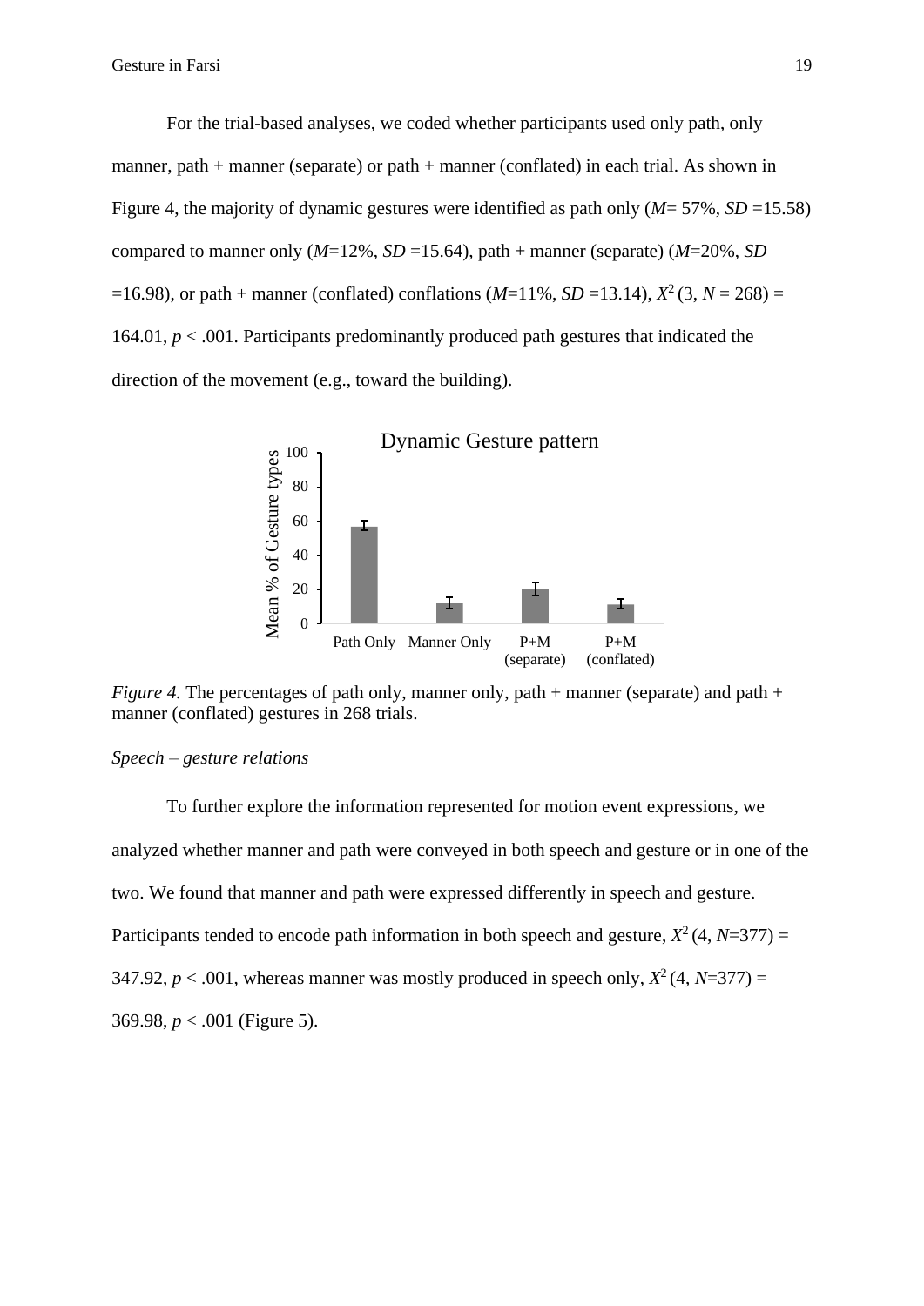For the trial-based analyses, we coded whether participants used only path, only manner, path + manner (separate) or path + manner (conflated) in each trial. As shown in Figure 4, the majority of dynamic gestures were identified as path only ($M$= 57%, $SD$ =15.58) compared to manner only ($M$=12%, $SD$ =15.64), path + manner (separate) ($M$=20%, $SD$ =16.98), or path + manner (conflated) conflations ($M$=11%, $SD$ =13.14), $X^2$ (3, $N$ = 268) = 164.01, $p$ < .001. Participants predominantly produced path gestures that indicated the direction of the movement (e.g., toward the building).

*Figure 4.* The percentages of path only, manner only, path + manner (separate) and path + manner (conflated) gestures in 268 trials.

*Speech – gesture relations*

To further explore the information represented for motion event expressions, we analyzed whether manner and path were conveyed in both speech and gesture or in one of the two. We found that manner and path were expressed differently in speech and gesture. Participants tended to encode path information in both speech and gesture, $X^2$ (4, $N$=377) = 347.92, $p$ < .001, whereas manner was mostly produced in speech only, $X^2$ (4, $N$=377) = 369.98, $p$ < .001 (Figure 5).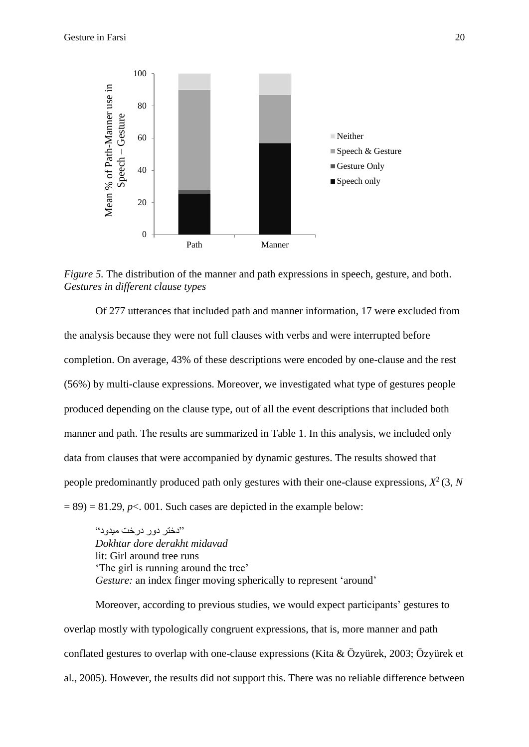*Figure 5.* The distribution of the manner and path expressions in speech, gesture, and both.

*Gestures in different clause types*

Of 277 utterances that included path and manner information, 17 were excluded from the analysis because they were not full clauses with verbs and were interrupted before completion. On average, 43% of these descriptions were encoded by one-clause and the rest (56%) by multi-clause expressions. Moreover, we investigated what type of gestures people produced depending on the clause type, out of all the event descriptions that included both manner and path. The results are summarized in Table 1. In this analysis, we included only data from clauses that were accompanied by dynamic gestures. The results showed that people predominantly produced path only gestures with their one-clause expressions, $X^2$ (3, $N$ = 89) = 81.29, $p$<. 001. Such cases are depicted in the example below:

> "دختر دور درخت میدود"
> *Dokhtar dore derakht midavad*
> lit: Girl around tree runs
> 'The girl is running around the tree'
> *Gesture:* an index finger moving spherically to represent 'around'

Moreover, according to previous studies, we would expect participants' gestures to overlap mostly with typologically congruent expressions, that is, more manner and path conflated gestures to overlap with one-clause expressions (Kita & Özyürek, 2003; Özyürek et al., 2005). However, the results did not support this. There was no reliable difference between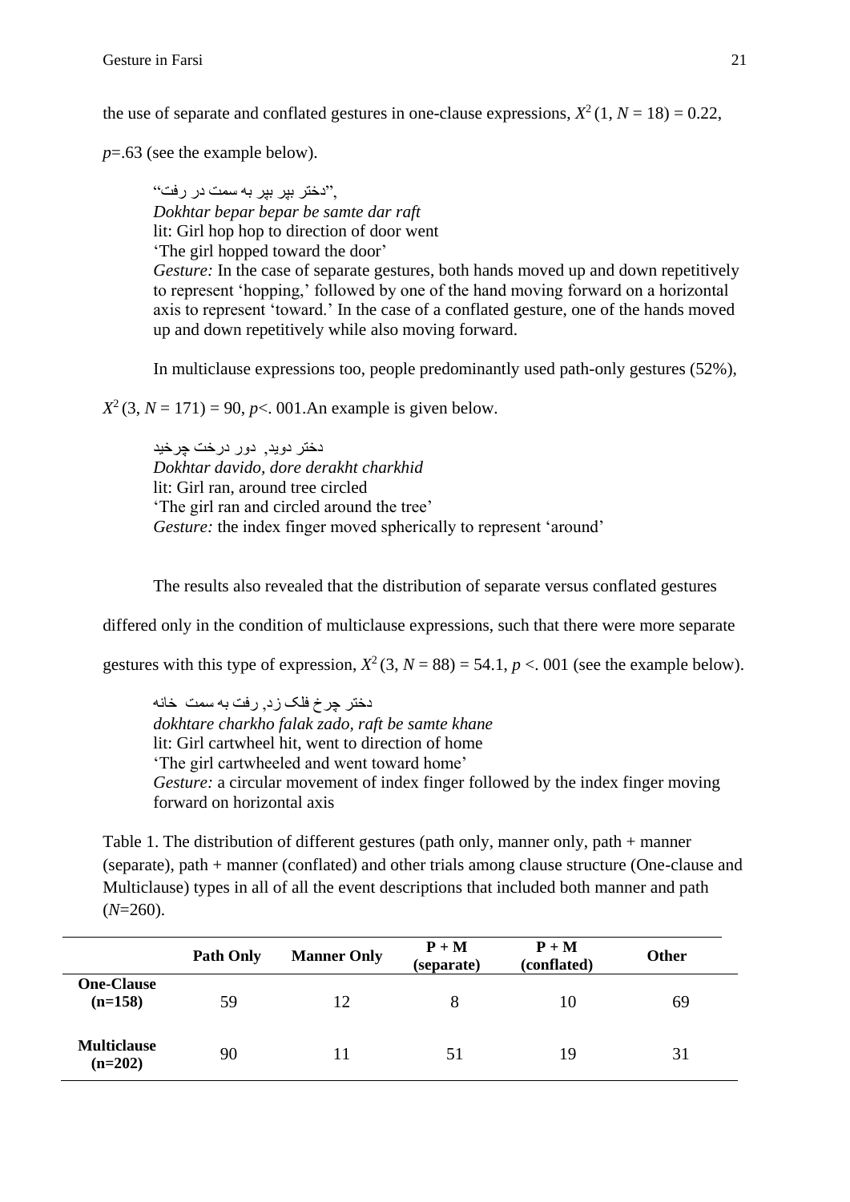the use of separate and conflated gestures in one-clause expressions, $X^2$ (1, $N$ = 18) = 0.22, $p$=.63 (see the example below).

> "دختر بپر بپر به سمت در رفت",
> *Dokhtar bepar bepar be samte dar raft*
> lit: Girl hop hop to direction of door went
> 'The girl hopped toward the door'
> *Gesture:* In the case of separate gestures, both hands moved up and down repetitively to represent 'hopping,' followed by one of the hand moving forward on a horizontal axis to represent 'toward.' In the case of a conflated gesture, one of the hands moved up and down repetitively while also moving forward.

In multiclause expressions too, people predominantly used path-only gestures (52%), $X^2$ (3, $N$ = 171) = 90, $p$<. 001.An example is given below.

> دختر دوید, دور درخت چرخید
> *Dokhtar davido, dore derakht charkhid*
> lit: Girl ran, around tree circled
> 'The girl ran and circled around the tree'
> *Gesture:* the index finger moved spherically to represent 'around'

The results also revealed that the distribution of separate versus conflated gestures differed only in the condition of multiclause expressions, such that there were more separate gestures with this type of expression, $X^2$ (3, $N$ = 88) = 54.1, $p$ <. 001 (see the example below).

> دختر چرخ فلک زد, رفت به سمت خانه
> *dokhtare charkho falak zado, raft be samte khane*
> lit: Girl cartwheel hit, went to direction of home
> 'The girl cartwheeled and went toward home'
> *Gesture:* a circular movement of index finger followed by the index finger moving forward on horizontal axis

Table 1. The distribution of different gestures (path only, manner only, path + manner (separate), path + manner (conflated) and other trials among clause structure (One-clause and Multiclause) types in all of all the event descriptions that included both manner and path ($N$=260).

| | **Path Only** | **Manner Only** | **P + M (separate)** | **P + M (conflated)** | **Other** |
|---|---|---|---|---|---|
| **One-Clause (n=158)** | 59 | 12 | 8 | 10 | 69 |
| **Multiclause (n=202)** | 90 | 11 | 51 | 19 | 31 |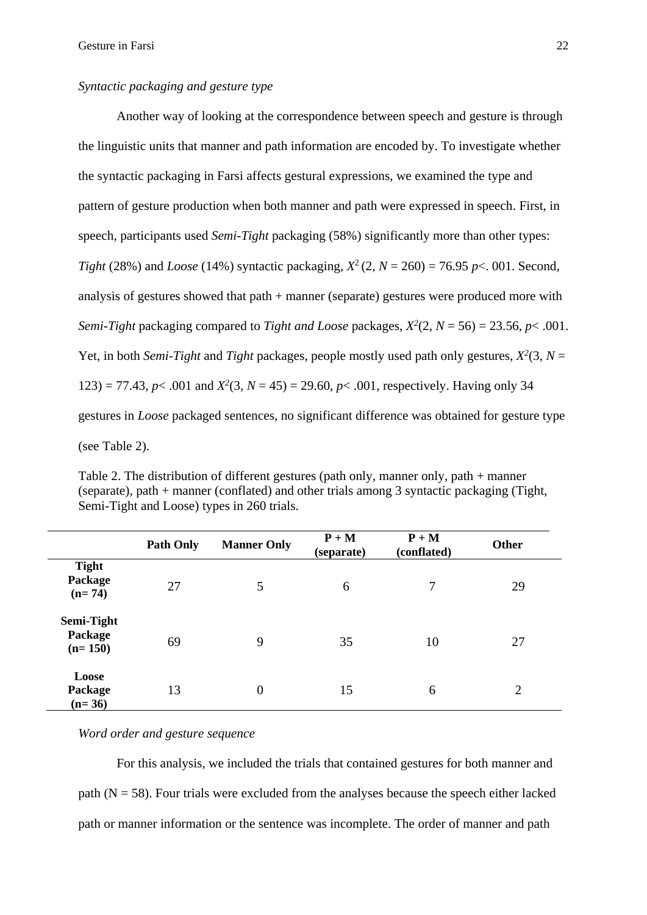*Syntactic packaging and gesture type*

Another way of looking at the correspondence between speech and gesture is through the linguistic units that manner and path information are encoded by. To investigate whether the syntactic packaging in Farsi affects gestural expressions, we examined the type and pattern of gesture production when both manner and path were expressed in speech. First, in speech, participants used *Semi-Tight* packaging (58%) significantly more than other types: *Tight* (28%) and *Loose* (14%) syntactic packaging, $X^2$ (2, $N$ = 260) = 76.95 $p$<. 001. Second, analysis of gestures showed that path + manner (separate) gestures were produced more with *Semi-Tight* packaging compared to *Tight and Loose* packages, $X^2$(2, $N$ = 56) = 23.56, $p$< .001. Yet, in both *Semi-Tight* and *Tight* packages, people mostly used path only gestures, $X^2$(3, $N$ = 123) = 77.43, $p$< .001 and $X^2$(3, $N$ = 45) = 29.60, $p$< .001, respectively. Having only 34 gestures in *Loose* packaged sentences, no significant difference was obtained for gesture type (see Table 2).

Table 2. The distribution of different gestures (path only, manner only, path + manner (separate), path + manner (conflated) and other trials among 3 syntactic packaging (Tight, Semi-Tight and Loose) types in 260 trials.

| | **Path Only** | **Manner Only** | **P + M (separate)** | **P + M (conflated)** | **Other** |
|---|---|---|---|---|---|
| **Tight Package (n= 74)** | 27 | 5 | 6 | 7 | 29 |
| **Semi-Tight Package (n= 150)** | 69 | 9 | 35 | 10 | 27 |
| **Loose Package (n= 36)** | 13 | 0 | 15 | 6 | 2 |

*Word order and gesture sequence*

For this analysis, we included the trials that contained gestures for both manner and path (N = 58). Four trials were excluded from the analyses because the speech either lacked path or manner information or the sentence was incomplete. The order of manner and path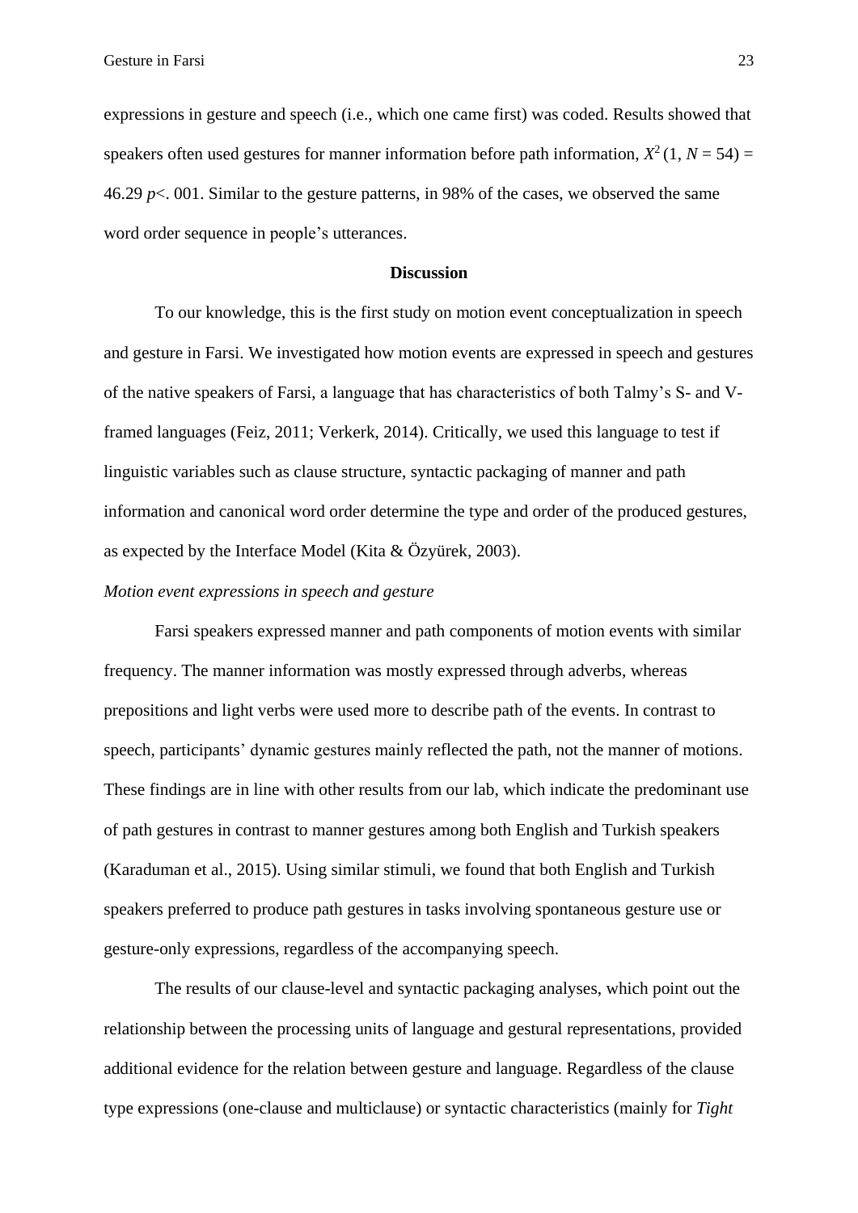expressions in gesture and speech (i.e., which one came first) was coded. Results showed that speakers often used gestures for manner information before path information, $X^2$ (1, $N$ = 54) = 46.29 $p$<. 001. Similar to the gesture patterns, in 98% of the cases, we observed the same word order sequence in people's utterances.

## Discussion

To our knowledge, this is the first study on motion event conceptualization in speech and gesture in Farsi. We investigated how motion events are expressed in speech and gestures of the native speakers of Farsi, a language that has characteristics of both Talmy's S- and V-framed languages (Feiz, 2011; Verkerk, 2014). Critically, we used this language to test if linguistic variables such as clause structure, syntactic packaging of manner and path information and canonical word order determine the type and order of the produced gestures, as expected by the Interface Model (Kita & Özyürek, 2003).

*Motion event expressions in speech and gesture*

Farsi speakers expressed manner and path components of motion events with similar frequency. The manner information was mostly expressed through adverbs, whereas prepositions and light verbs were used more to describe path of the events. In contrast to speech, participants' dynamic gestures mainly reflected the path, not the manner of motions. These findings are in line with other results from our lab, which indicate the predominant use of path gestures in contrast to manner gestures among both English and Turkish speakers (Karaduman et al., 2015). Using similar stimuli, we found that both English and Turkish speakers preferred to produce path gestures in tasks involving spontaneous gesture use or gesture-only expressions, regardless of the accompanying speech.

The results of our clause-level and syntactic packaging analyses, which point out the relationship between the processing units of language and gestural representations, provided additional evidence for the relation between gesture and language. Regardless of the clause type expressions (one-clause and multiclause) or syntactic characteristics (mainly for *Tight*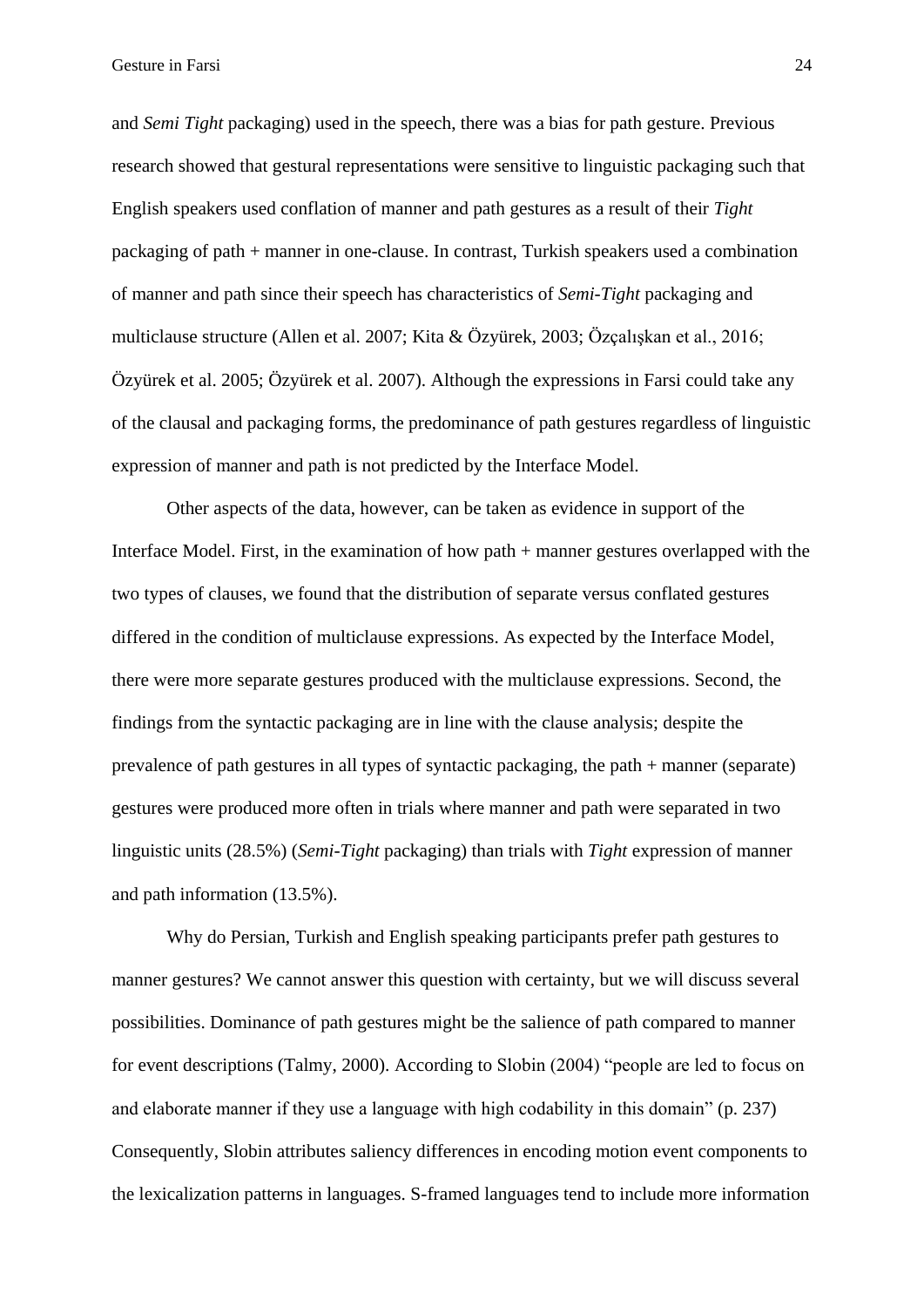and *Semi Tight* packaging) used in the speech, there was a bias for path gesture. Previous research showed that gestural representations were sensitive to linguistic packaging such that English speakers used conflation of manner and path gestures as a result of their *Tight* packaging of path + manner in one-clause. In contrast, Turkish speakers used a combination of manner and path since their speech has characteristics of *Semi-Tight* packaging and multiclause structure (Allen et al. 2007; Kita & Özyürek, 2003; Özçalışkan et al., 2016; Özyürek et al. 2005; Özyürek et al. 2007). Although the expressions in Farsi could take any of the clausal and packaging forms, the predominance of path gestures regardless of linguistic expression of manner and path is not predicted by the Interface Model.

Other aspects of the data, however, can be taken as evidence in support of the Interface Model. First, in the examination of how path + manner gestures overlapped with the two types of clauses, we found that the distribution of separate versus conflated gestures differed in the condition of multiclause expressions. As expected by the Interface Model, there were more separate gestures produced with the multiclause expressions. Second, the findings from the syntactic packaging are in line with the clause analysis; despite the prevalence of path gestures in all types of syntactic packaging, the path + manner (separate) gestures were produced more often in trials where manner and path were separated in two linguistic units (28.5%) (*Semi-Tight* packaging) than trials with *Tight* expression of manner and path information (13.5%).

Why do Persian, Turkish and English speaking participants prefer path gestures to manner gestures? We cannot answer this question with certainty, but we will discuss several possibilities. Dominance of path gestures might be the salience of path compared to manner for event descriptions (Talmy, 2000). According to Slobin (2004) "people are led to focus on and elaborate manner if they use a language with high codability in this domain" (p. 237) Consequently, Slobin attributes saliency differences in encoding motion event components to the lexicalization patterns in languages. S-framed languages tend to include more information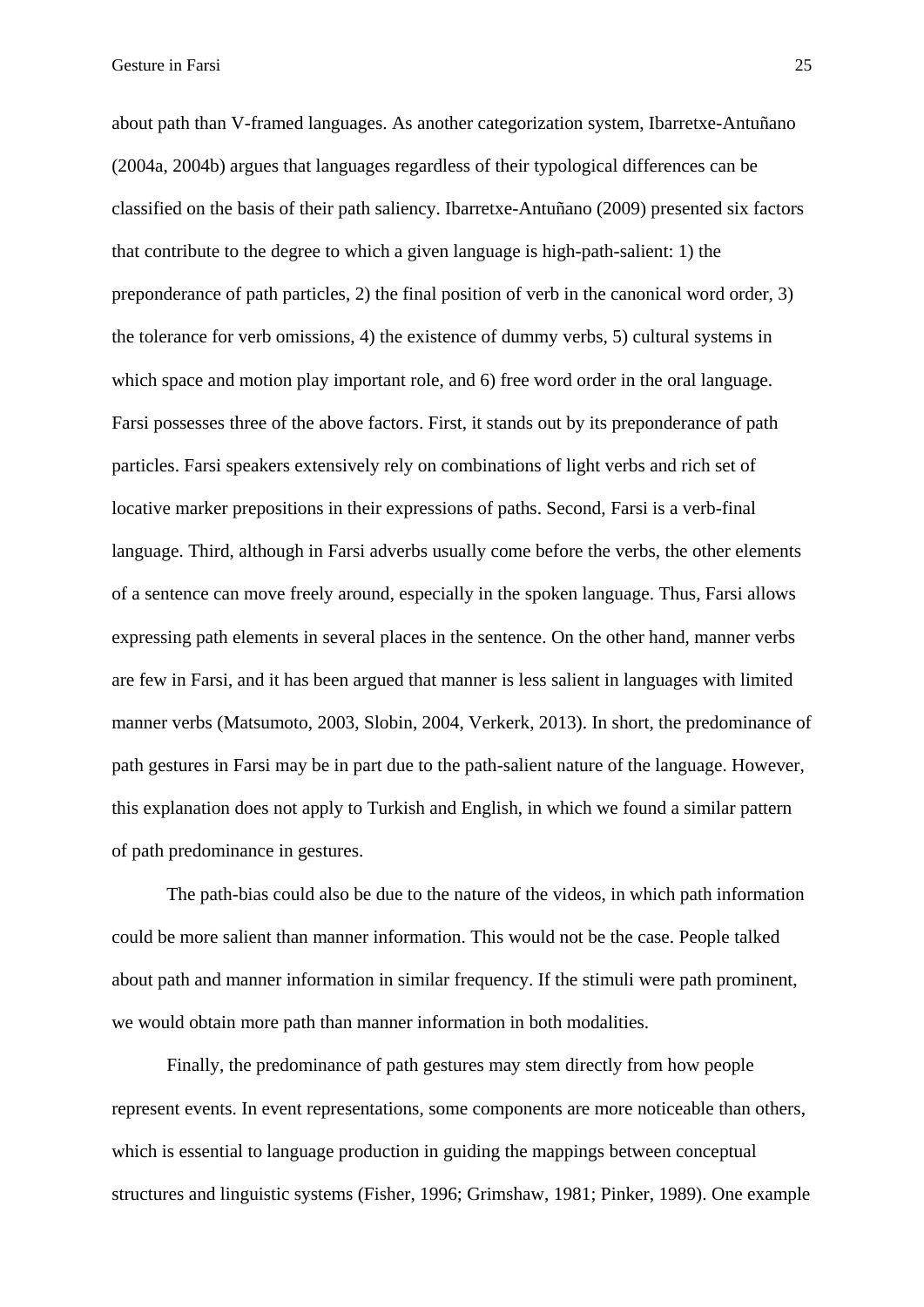about path than V-framed languages. As another categorization system, Ibarretxe-Antuñano (2004a, 2004b) argues that languages regardless of their typological differences can be classified on the basis of their path saliency. Ibarretxe-Antuñano (2009) presented six factors that contribute to the degree to which a given language is high-path-salient: 1) the preponderance of path particles, 2) the final position of verb in the canonical word order, 3) the tolerance for verb omissions, 4) the existence of dummy verbs, 5) cultural systems in which space and motion play important role, and 6) free word order in the oral language. Farsi possesses three of the above factors. First, it stands out by its preponderance of path particles. Farsi speakers extensively rely on combinations of light verbs and rich set of locative marker prepositions in their expressions of paths. Second, Farsi is a verb-final language. Third, although in Farsi adverbs usually come before the verbs, the other elements of a sentence can move freely around, especially in the spoken language. Thus, Farsi allows expressing path elements in several places in the sentence. On the other hand, manner verbs are few in Farsi, and it has been argued that manner is less salient in languages with limited manner verbs (Matsumoto, 2003, Slobin, 2004, Verkerk, 2013). In short, the predominance of path gestures in Farsi may be in part due to the path-salient nature of the language. However, this explanation does not apply to Turkish and English, in which we found a similar pattern of path predominance in gestures.

The path-bias could also be due to the nature of the videos, in which path information could be more salient than manner information. This would not be the case. People talked about path and manner information in similar frequency. If the stimuli were path prominent, we would obtain more path than manner information in both modalities.

Finally, the predominance of path gestures may stem directly from how people represent events. In event representations, some components are more noticeable than others, which is essential to language production in guiding the mappings between conceptual structures and linguistic systems (Fisher, 1996; Grimshaw, 1981; Pinker, 1989). One example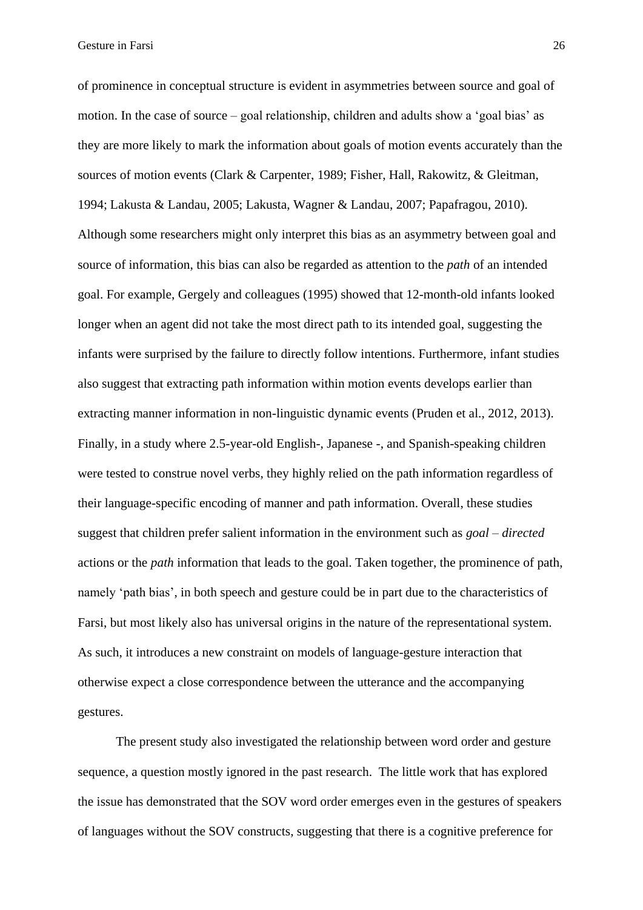of prominence in conceptual structure is evident in asymmetries between source and goal of motion. In the case of source – goal relationship, children and adults show a 'goal bias' as they are more likely to mark the information about goals of motion events accurately than the sources of motion events (Clark & Carpenter, 1989; Fisher, Hall, Rakowitz, & Gleitman, 1994; Lakusta & Landau, 2005; Lakusta, Wagner & Landau, 2007; Papafragou, 2010). Although some researchers might only interpret this bias as an asymmetry between goal and source of information, this bias can also be regarded as attention to the *path* of an intended goal. For example, Gergely and colleagues (1995) showed that 12-month-old infants looked longer when an agent did not take the most direct path to its intended goal, suggesting the infants were surprised by the failure to directly follow intentions. Furthermore, infant studies also suggest that extracting path information within motion events develops earlier than extracting manner information in non-linguistic dynamic events (Pruden et al., 2012, 2013). Finally, in a study where 2.5-year-old English-, Japanese -, and Spanish-speaking children were tested to construe novel verbs, they highly relied on the path information regardless of their language-specific encoding of manner and path information. Overall, these studies suggest that children prefer salient information in the environment such as *goal – directed* actions or the *path* information that leads to the goal. Taken together, the prominence of path, namely 'path bias', in both speech and gesture could be in part due to the characteristics of Farsi, but most likely also has universal origins in the nature of the representational system. As such, it introduces a new constraint on models of language-gesture interaction that otherwise expect a close correspondence between the utterance and the accompanying gestures.

The present study also investigated the relationship between word order and gesture sequence, a question mostly ignored in the past research. The little work that has explored the issue has demonstrated that the SOV word order emerges even in the gestures of speakers of languages without the SOV constructs, suggesting that there is a cognitive preference for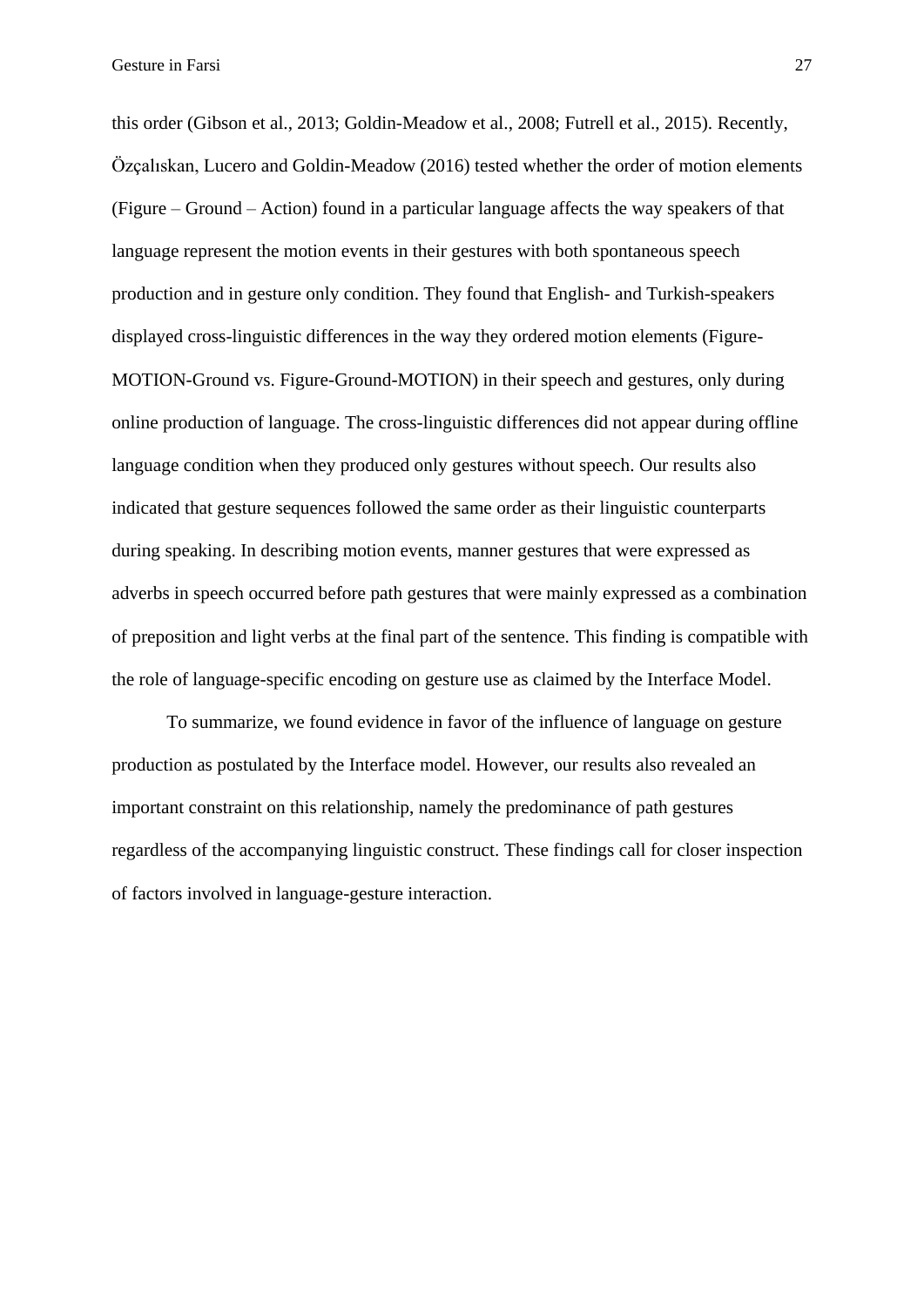this order (Gibson et al., 2013; Goldin-Meadow et al., 2008; Futrell et al., 2015). Recently, Özçalıskan, Lucero and Goldin-Meadow (2016) tested whether the order of motion elements (Figure – Ground – Action) found in a particular language affects the way speakers of that language represent the motion events in their gestures with both spontaneous speech production and in gesture only condition. They found that English- and Turkish-speakers displayed cross-linguistic differences in the way they ordered motion elements (Figure-MOTION-Ground vs. Figure-Ground-MOTION) in their speech and gestures, only during online production of language. The cross-linguistic differences did not appear during offline language condition when they produced only gestures without speech. Our results also indicated that gesture sequences followed the same order as their linguistic counterparts during speaking. In describing motion events, manner gestures that were expressed as adverbs in speech occurred before path gestures that were mainly expressed as a combination of preposition and light verbs at the final part of the sentence. This finding is compatible with the role of language-specific encoding on gesture use as claimed by the Interface Model.

To summarize, we found evidence in favor of the influence of language on gesture production as postulated by the Interface model. However, our results also revealed an important constraint on this relationship, namely the predominance of path gestures regardless of the accompanying linguistic construct. These findings call for closer inspection of factors involved in language-gesture interaction.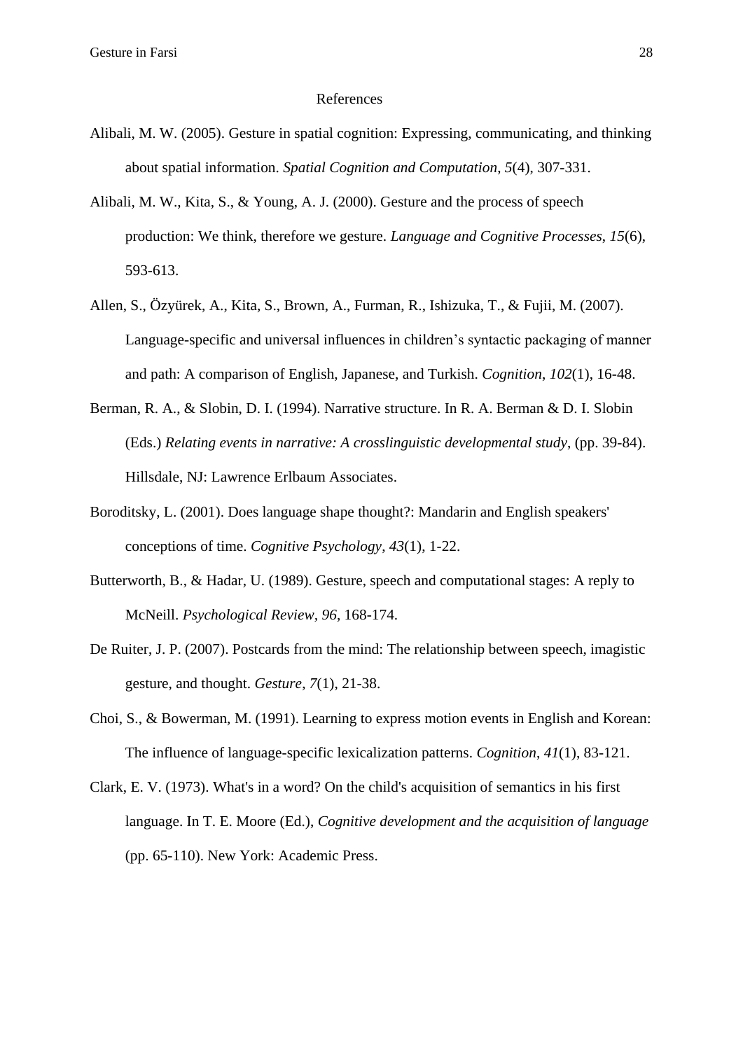# References

Alibali, M. W. (2005). Gesture in spatial cognition: Expressing, communicating, and thinking about spatial information. *Spatial Cognition and Computation*, *5*(4), 307-331.

Alibali, M. W., Kita, S., & Young, A. J. (2000). Gesture and the process of speech production: We think, therefore we gesture. *Language and Cognitive Processes*, *15*(6), 593-613.

Allen, S., Özyürek, A., Kita, S., Brown, A., Furman, R., Ishizuka, T., & Fujii, M. (2007). Language-specific and universal influences in children's syntactic packaging of manner and path: A comparison of English, Japanese, and Turkish. *Cognition*, *102*(1), 16-48.

Berman, R. A., & Slobin, D. I. (1994). Narrative structure. In R. A. Berman & D. I. Slobin (Eds.) *Relating events in narrative: A crosslinguistic developmental study*, (pp. 39-84). Hillsdale, NJ: Lawrence Erlbaum Associates.

Boroditsky, L. (2001). Does language shape thought?: Mandarin and English speakers' conceptions of time. *Cognitive Psychology*, *43*(1), 1-22.

Butterworth, B., & Hadar, U. (1989). Gesture, speech and computational stages: A reply to McNeill. *Psychological Review, 96*, 168-174.

De Ruiter, J. P. (2007). Postcards from the mind: The relationship between speech, imagistic gesture, and thought. *Gesture*, *7*(1), 21-38.

Choi, S., & Bowerman, M. (1991). Learning to express motion events in English and Korean: The influence of language-specific lexicalization patterns. *Cognition*, *41*(1), 83-121.

Clark, E. V. (1973). What's in a word? On the child's acquisition of semantics in his first language. In T. E. Moore (Ed.), *Cognitive development and the acquisition of language* (pp. 65-110). New York: Academic Press.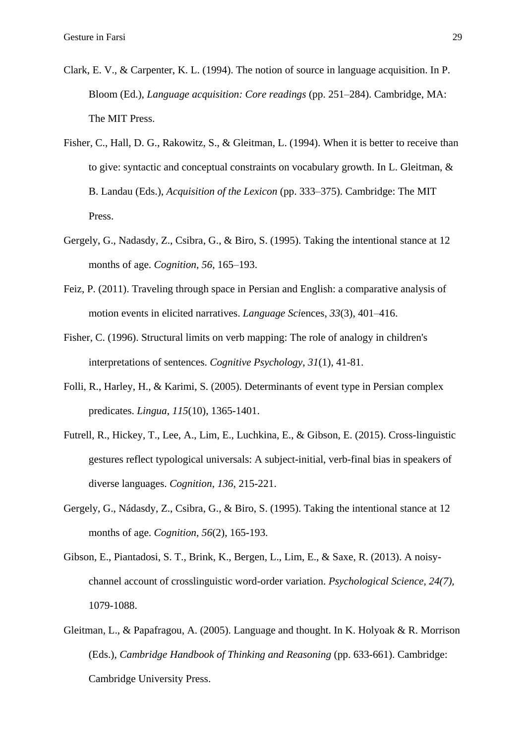Clark, E. V., & Carpenter, K. L. (1994). The notion of source in language acquisition. In P. Bloom (Ed.), *Language acquisition: Core readings* (pp. 251–284). Cambridge, MA: The MIT Press.

Fisher, C., Hall, D. G., Rakowitz, S., & Gleitman, L. (1994). When it is better to receive than to give: syntactic and conceptual constraints on vocabulary growth. In L. Gleitman, & B. Landau (Eds.), *Acquisition of the Lexicon* (pp. 333–375). Cambridge: The MIT Press.

Gergely, G., Nadasdy, Z., Csibra, G., & Biro, S. (1995). Taking the intentional stance at 12 months of age. *Cognition, 56*, 165–193.

Feiz, P. (2011). Traveling through space in Persian and English: a comparative analysis of motion events in elicited narratives. *Language Sci*ences, *33*(3), 401–416.

Fisher, C. (1996). Structural limits on verb mapping: The role of analogy in children's interpretations of sentences. *Cognitive Psychology*, *31*(1), 41-81.

Folli, R., Harley, H., & Karimi, S. (2005). Determinants of event type in Persian complex predicates. *Lingua*, *115*(10), 1365-1401.

Futrell, R., Hickey, T., Lee, A., Lim, E., Luchkina, E., & Gibson, E. (2015). Cross-linguistic gestures reflect typological universals: A subject-initial, verb-final bias in speakers of diverse languages. *Cognition*, *136*, 215-221.

Gergely, G., Nádasdy, Z., Csibra, G., & Biro, S. (1995). Taking the intentional stance at 12 months of age. *Cognition*, *56*(2), 165-193.

Gibson, E., Piantadosi, S. T., Brink, K., Bergen, L., Lim, E., & Saxe, R. (2013). A noisy-channel account of crosslinguistic word-order variation. *Psychological Science*, *24(7),* 1079-1088.

Gleitman, L., & Papafragou, A. (2005). Language and thought. In K. Holyoak & R. Morrison (Eds.), *Cambridge Handbook of Thinking and Reasoning* (pp. 633-661). Cambridge: Cambridge University Press.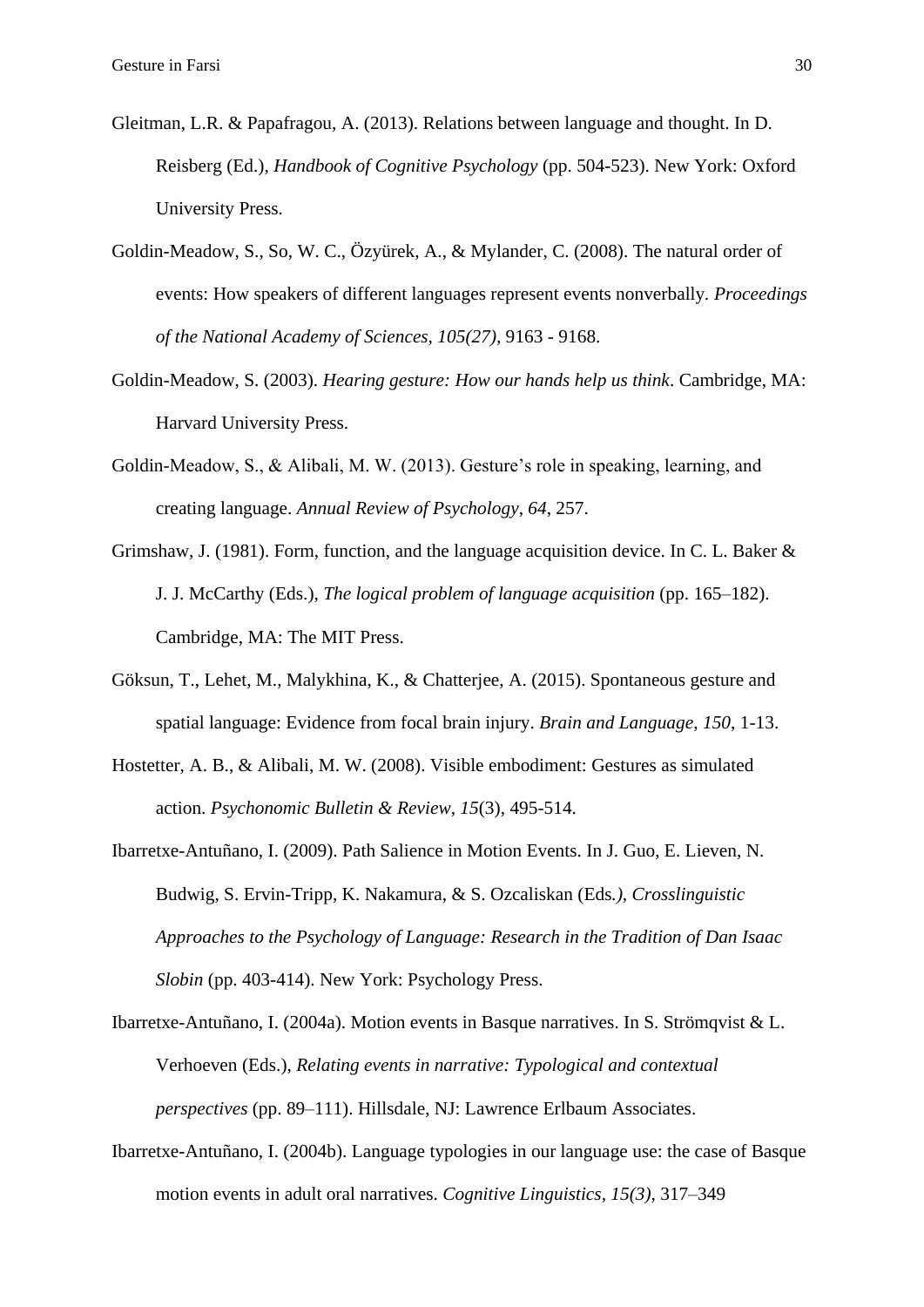Gleitman, L.R. & Papafragou, A. (2013). Relations between language and thought. In D. Reisberg (Ed.), *Handbook of Cognitive Psychology* (pp. 504-523). New York: Oxford University Press.

Goldin-Meadow, S., So, W. C., Özyürek, A., & Mylander, C. (2008). The natural order of events: How speakers of different languages represent events nonverbally. *Proceedings of the National Academy of Sciences, 105(27),* 9163 - 9168.

Goldin-Meadow, S. (2003). *Hearing gesture: How our hands help us think*. Cambridge, MA: Harvard University Press.

Goldin-Meadow, S., & Alibali, M. W. (2013). Gesture's role in speaking, learning, and creating language. *Annual Review of Psychology*, *64*, 257.

Grimshaw, J. (1981). Form, function, and the language acquisition device. In C. L. Baker & J. J. McCarthy (Eds.), *The logical problem of language acquisition* (pp. 165–182). Cambridge, MA: The MIT Press.

Göksun, T., Lehet, M., Malykhina, K., & Chatterjee, A. (2015). Spontaneous gesture and spatial language: Evidence from focal brain injury. *Brain and Language*, *150*, 1-13.

Hostetter, A. B., & Alibali, M. W. (2008). Visible embodiment: Gestures as simulated action. *Psychonomic Bulletin & Review*, *15*(3), 495-514.

Ibarretxe-Antuñano, I. (2009). Path Salience in Motion Events. In J. Guo, E. Lieven, N. Budwig, S. Ervin-Tripp, K. Nakamura, & S. Ozcaliskan (Eds*.), Crosslinguistic Approaches to the Psychology of Language: Research in the Tradition of Dan Isaac Slobin* (pp. 403-414). New York: Psychology Press.

Ibarretxe-Antuñano, I. (2004a). Motion events in Basque narratives. In S. Strömqvist & L. Verhoeven (Eds.), *Relating events in narrative: Typological and contextual perspectives* (pp. 89–111). Hillsdale, NJ: Lawrence Erlbaum Associates.

Ibarretxe-Antuñano, I. (2004b). Language typologies in our language use: the case of Basque motion events in adult oral narratives. *Cognitive Linguistics, 15(3),* 317–349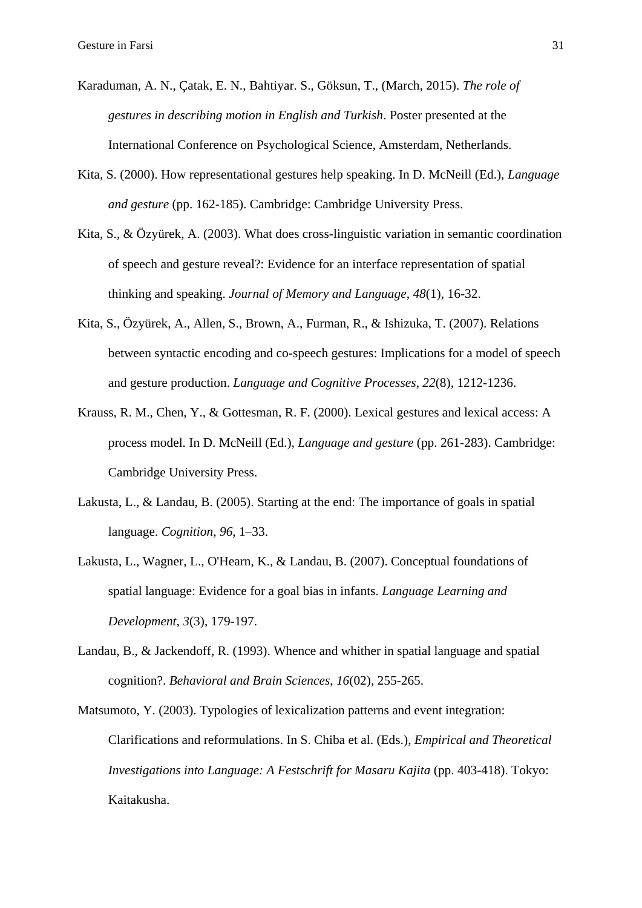Karaduman, A. N., Çatak, E. N., Bahtiyar. S., Göksun, T., (March, 2015). *The role of gestures in describing motion in English and Turkish*. Poster presented at the International Conference on Psychological Science, Amsterdam, Netherlands.

Kita, S. (2000). How representational gestures help speaking. In D. McNeill (Ed.), *Language and gesture* (pp. 162-185). Cambridge: Cambridge University Press.

Kita, S., & Özyürek, A. (2003). What does cross-linguistic variation in semantic coordination of speech and gesture reveal?: Evidence for an interface representation of spatial thinking and speaking. *Journal of Memory and Language*, *48*(1), 16-32.

Kita, S., Özyürek, A., Allen, S., Brown, A., Furman, R., & Ishizuka, T. (2007). Relations between syntactic encoding and co-speech gestures: Implications for a model of speech and gesture production. *Language and Cognitive Processes*, *22*(8), 1212-1236.

Krauss, R. M., Chen, Y., & Gottesman, R. F. (2000). Lexical gestures and lexical access: A process model. In D. McNeill (Ed.), *Language and gesture* (pp. 261-283). Cambridge: Cambridge University Press.

Lakusta, L., & Landau, B. (2005). Starting at the end: The importance of goals in spatial language. *Cognition*, *96*, 1–33.

Lakusta, L., Wagner, L., O'Hearn, K., & Landau, B. (2007). Conceptual foundations of spatial language: Evidence for a goal bias in infants. *Language Learning and Development*, *3*(3), 179-197.

Landau, B., & Jackendoff, R. (1993). Whence and whither in spatial language and spatial cognition?. *Behavioral and Brain Sciences*, *16*(02), 255-265.

Matsumoto, Y. (2003). Typologies of lexicalization patterns and event integration: Clarifications and reformulations. In S. Chiba et al. (Eds.), *Empirical and Theoretical Investigations into Language: A Festschrift for Masaru Kajita* (pp. 403-418). Tokyo: Kaitakusha.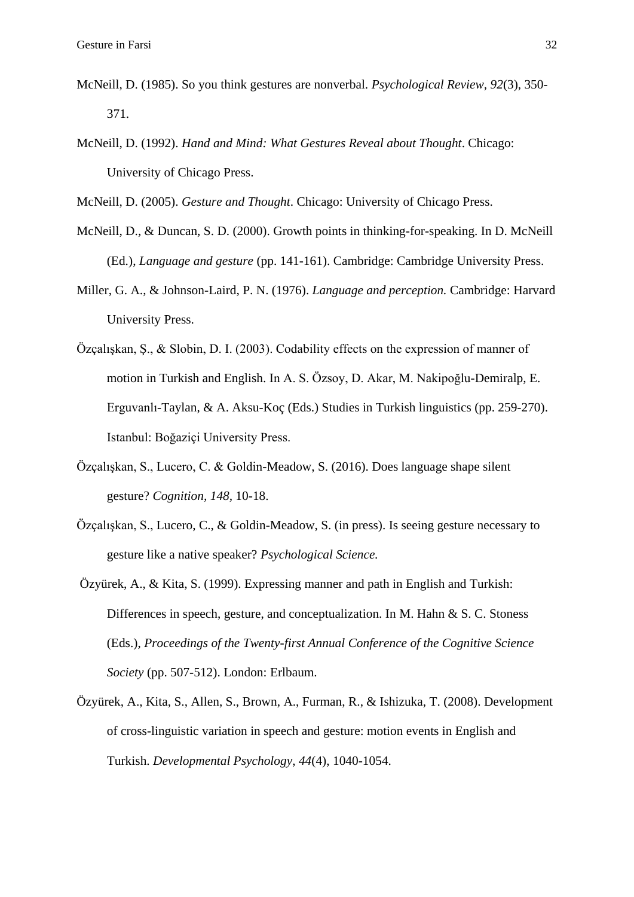McNeill, D. (1985). So you think gestures are nonverbal. *Psychological Review, 92*(3), 350-371.

McNeill, D. (1992). *Hand and Mind: What Gestures Reveal about Thought*. Chicago: University of Chicago Press.

McNeill, D. (2005). *Gesture and Thought*. Chicago: University of Chicago Press.

McNeill, D., & Duncan, S. D. (2000). Growth points in thinking-for-speaking. In D. McNeill (Ed.), *Language and gesture* (pp. 141-161). Cambridge: Cambridge University Press.

Miller, G. A., & Johnson-Laird, P. N. (1976). *Language and perception.* Cambridge: Harvard University Press.

Özçalışkan, Ş., & Slobin, D. I. (2003). Codability effects on the expression of manner of motion in Turkish and English. In A. S. Özsoy, D. Akar, M. Nakipoğlu-Demiralp, E. Erguvanlı-Taylan, & A. Aksu-Koç (Eds.) Studies in Turkish linguistics (pp. 259-270). Istanbul: Boğaziçi University Press.

Özçalışkan, S., Lucero, C. & Goldin-Meadow, S. (2016). Does language shape silent gesture? *Cognition, 148*, 10-18.

Özçalışkan, S., Lucero, C., & Goldin-Meadow, S. (in press). Is seeing gesture necessary to gesture like a native speaker? *Psychological Science.*

Özyürek, A., & Kita, S. (1999). Expressing manner and path in English and Turkish: Differences in speech, gesture, and conceptualization. In M. Hahn & S. C. Stoness (Eds.), *Proceedings of the Twenty-first Annual Conference of the Cognitive Science Society* (pp. 507-512). London: Erlbaum.

Özyürek, A., Kita, S., Allen, S., Brown, A., Furman, R., & Ishizuka, T. (2008). Development of cross-linguistic variation in speech and gesture: motion events in English and Turkish. *Developmental Psychology, 44*(4), 1040-1054.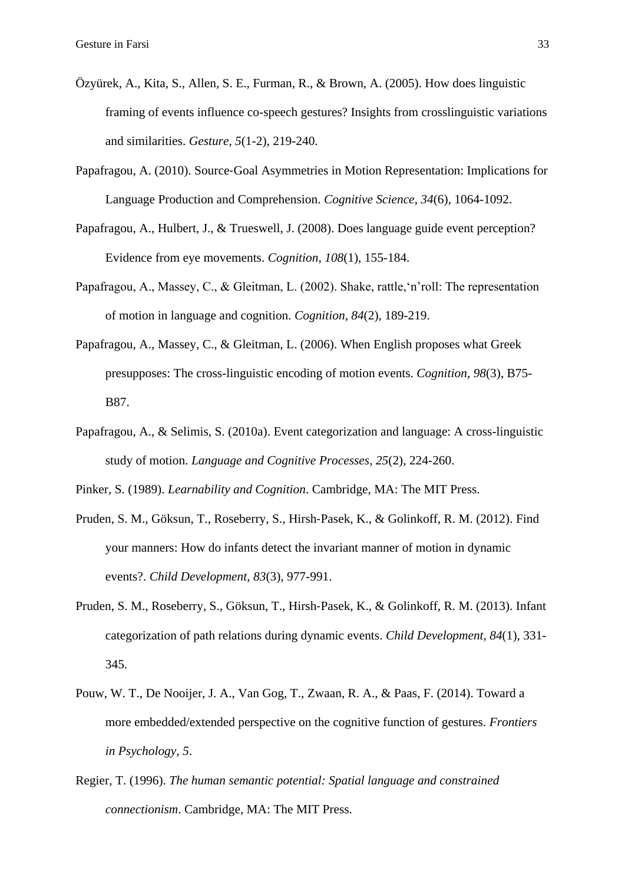Özyürek, A., Kita, S., Allen, S. E., Furman, R., & Brown, A. (2005). How does linguistic framing of events influence co-speech gestures? Insights from crosslinguistic variations and similarities. *Gesture*, *5*(1-2), 219-240.

Papafragou, A. (2010). Source-Goal Asymmetries in Motion Representation: Implications for Language Production and Comprehension. *Cognitive Science*, *34*(6), 1064-1092.

Papafragou, A., Hulbert, J., & Trueswell, J. (2008). Does language guide event perception? Evidence from eye movements. *Cognition*, *108*(1), 155-184.

Papafragou, A., Massey, C., & Gleitman, L. (2002). Shake, rattle,'n'roll: The representation of motion in language and cognition. *Cognition*, *84*(2), 189-219.

Papafragou, A., Massey, C., & Gleitman, L. (2006). When English proposes what Greek presupposes: The cross-linguistic encoding of motion events. *Cognition*, *98*(3), B75-B87.

Papafragou, A., & Selimis, S. (2010a). Event categorization and language: A cross-linguistic study of motion. *Language and Cognitive Processes*, *25*(2), 224-260.

Pinker, S. (1989). *Learnability and Cognition*. Cambridge, MA: The MIT Press.

Pruden, S. M., Göksun, T., Roseberry, S., Hirsh-Pasek, K., & Golinkoff, R. M. (2012). Find your manners: How do infants detect the invariant manner of motion in dynamic events?. *Child Development*, *83*(3), 977-991.

Pruden, S. M., Roseberry, S., Göksun, T., Hirsh-Pasek, K., & Golinkoff, R. M. (2013). Infant categorization of path relations during dynamic events. *Child Development*, *84*(1), 331-345.

Pouw, W. T., De Nooijer, J. A., Van Gog, T., Zwaan, R. A., & Paas, F. (2014). Toward a more embedded/extended perspective on the cognitive function of gestures. *Frontiers in Psychology*, *5*.

Regier, T. (1996). *The human semantic potential: Spatial language and constrained connectionism*. Cambridge, MA: The MIT Press.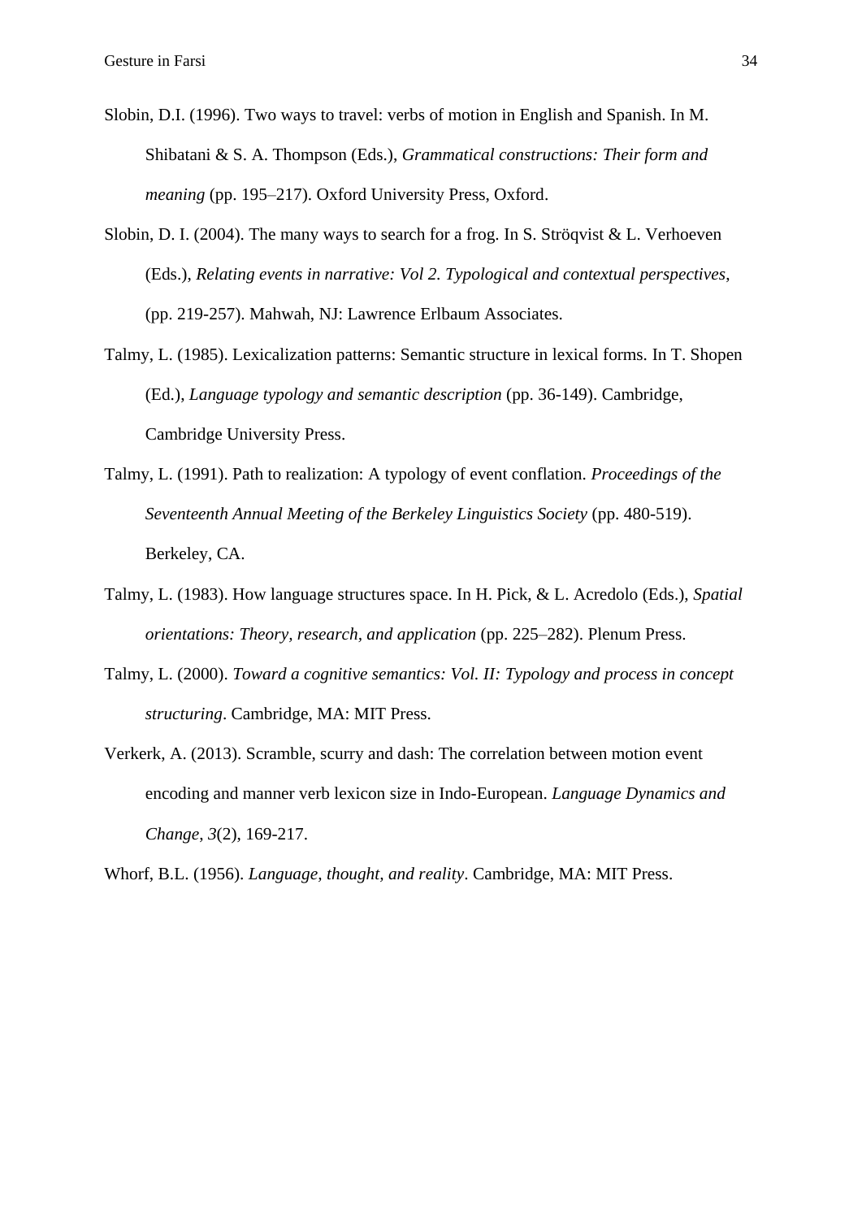Slobin, D.I. (1996). Two ways to travel: verbs of motion in English and Spanish. In M. Shibatani & S. A. Thompson (Eds.), *Grammatical constructions: Their form and meaning* (pp. 195–217). Oxford University Press, Oxford.

Slobin, D. I. (2004). The many ways to search for a frog. In S. Ströqvist & L. Verhoeven (Eds.), *Relating events in narrative: Vol 2. Typological and contextual perspectives*, (pp. 219-257). Mahwah, NJ: Lawrence Erlbaum Associates.

Talmy, L. (1985). Lexicalization patterns: Semantic structure in lexical forms. In T. Shopen (Ed.), *Language typology and semantic description* (pp. 36-149). Cambridge, Cambridge University Press.

Talmy, L. (1991). Path to realization: A typology of event conflation. *Proceedings of the Seventeenth Annual Meeting of the Berkeley Linguistics Society* (pp. 480-519). Berkeley, CA.

Talmy, L. (1983). How language structures space. In H. Pick, & L. Acredolo (Eds.), *Spatial orientations: Theory, research, and application* (pp. 225–282). Plenum Press.

Talmy, L. (2000). *Toward a cognitive semantics: Vol. II: Typology and process in concept structuring*. Cambridge, MA: MIT Press.

Verkerk, A. (2013). Scramble, scurry and dash: The correlation between motion event encoding and manner verb lexicon size in Indo-European. *Language Dynamics and Change*, *3*(2), 169-217.

Whorf, B.L. (1956). *Language, thought, and reality*. Cambridge, MA: MIT Press.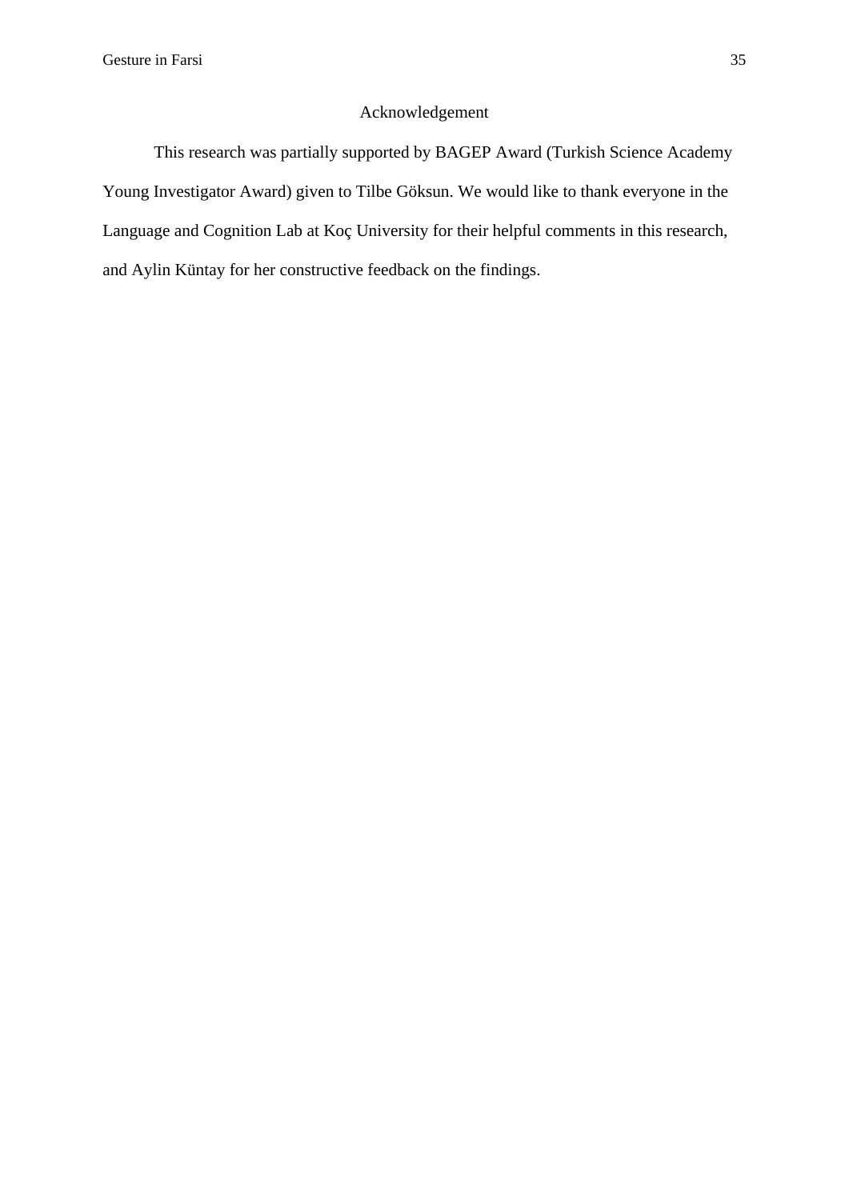## Acknowledgement

This research was partially supported by BAGEP Award (Turkish Science Academy Young Investigator Award) given to Tilbe Göksun. We would like to thank everyone in the Language and Cognition Lab at Koç University for their helpful comments in this research, and Aylin Küntay for her constructive feedback on the findings.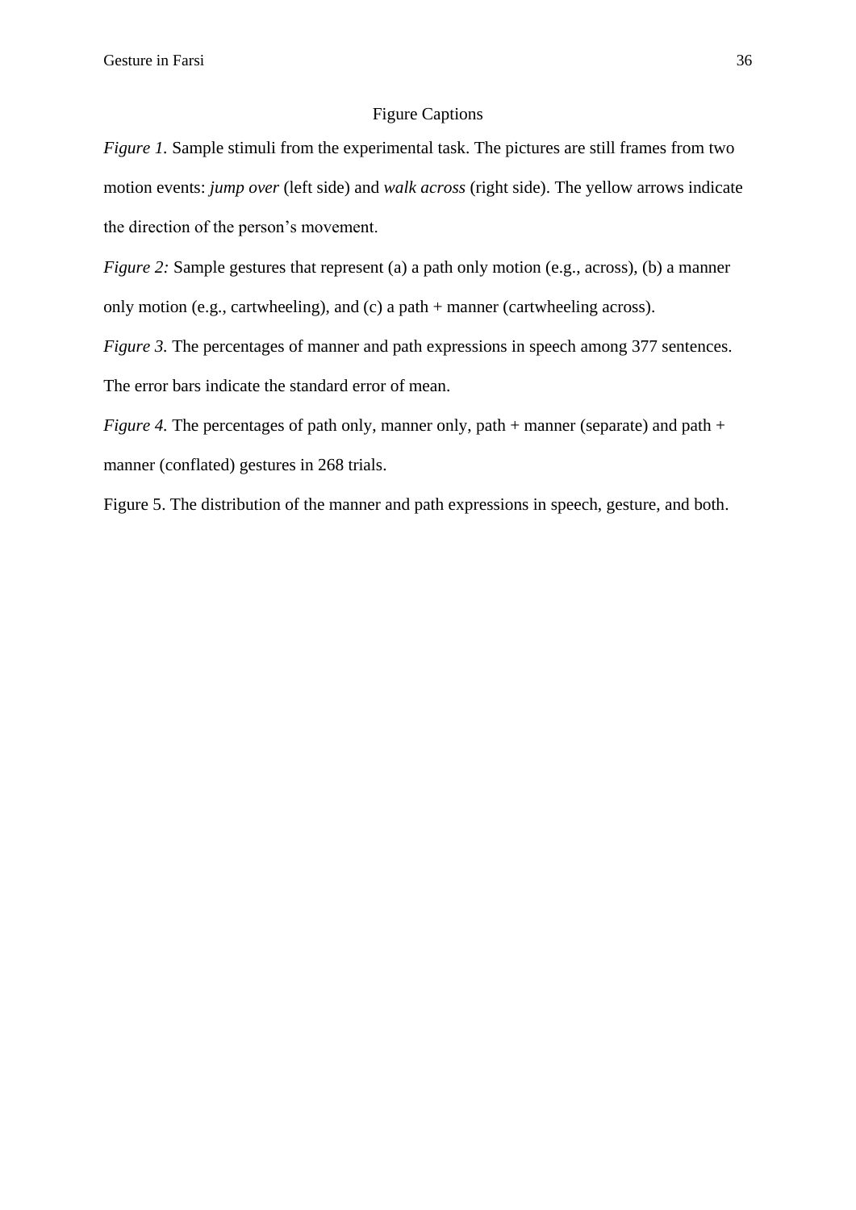## Figure Captions

*Figure 1.* Sample stimuli from the experimental task. The pictures are still frames from two motion events: *jump over* (left side) and *walk across* (right side). The yellow arrows indicate the direction of the person's movement.

*Figure 2:* Sample gestures that represent (a) a path only motion (e.g., across), (b) a manner only motion (e.g., cartwheeling), and (c) a path + manner (cartwheeling across).

*Figure 3.* The percentages of manner and path expressions in speech among 377 sentences. The error bars indicate the standard error of mean.

*Figure 4.* The percentages of path only, manner only, path + manner (separate) and path + manner (conflated) gestures in 268 trials.

Figure 5. The distribution of the manner and path expressions in speech, gesture, and both.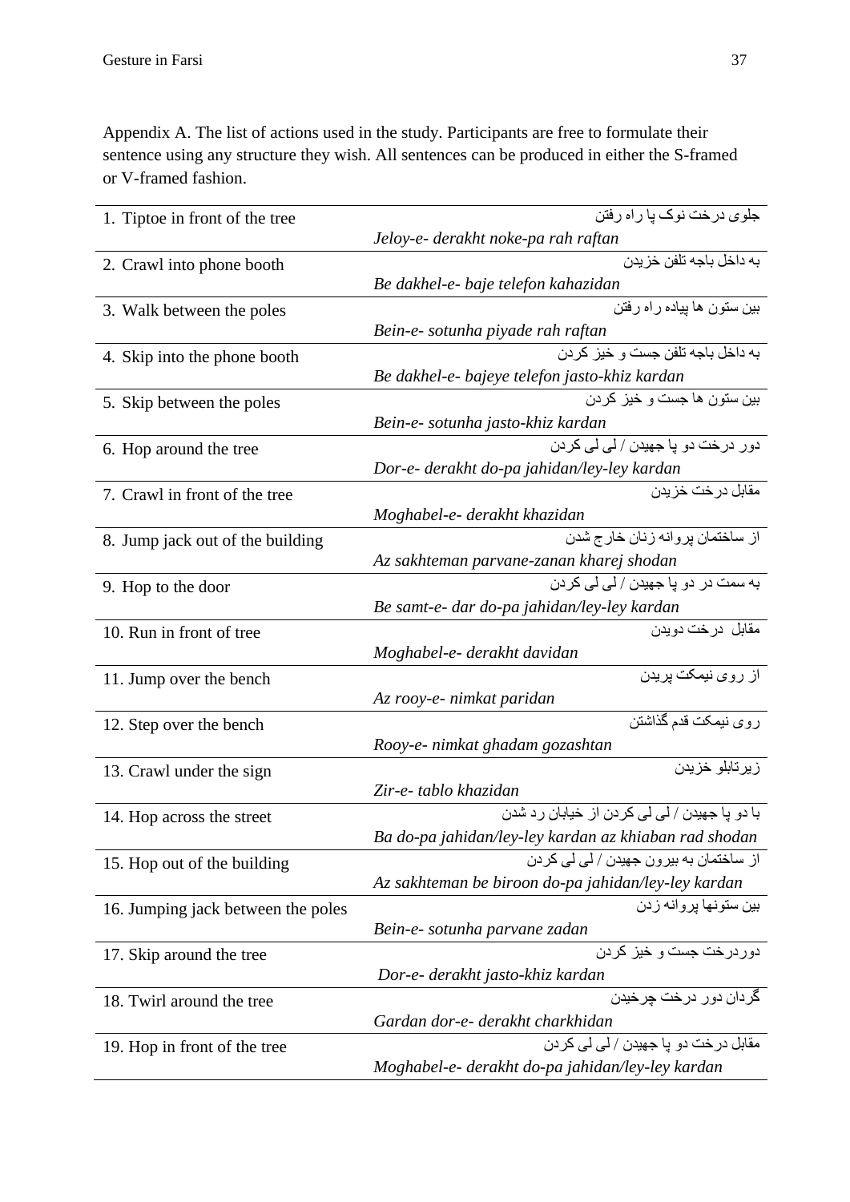Appendix A. The list of actions used in the study. Participants are free to formulate their sentence using any structure they wish. All sentences can be produced in either the S-framed or V-framed fashion.

| English | Farsi |
|---|---|
| 1. Tiptoe in front of the tree | جلوی درخت نوک پا راه رفتن<br>*Jeloy-e- derakht noke-pa rah raftan* |
| 2. Crawl into phone booth | به داخل باجه تلفن خزیدن<br>*Be dakhel-e- baje telefon kahazidan* |
| 3. Walk between the poles | بین ستون ها پیاده راه رفتن<br>*Bein-e- sotunha piyade rah raftan* |
| 4. Skip into the phone booth | به داخل باجه تلفن جست و خیز کردن<br>*Be dakhel-e- bajeye telefon jasto-khiz kardan* |
| 5. Skip between the poles | بین ستون ها جست و خیز کردن<br>*Bein-e- sotunha jasto-khiz kardan* |
| 6. Hop around the tree | دور درخت دو پا جهیدن / لی لی کردن<br>*Dor-e- derakht do-pa jahidan/ley-ley kardan* |
| 7. Crawl in front of the tree | مقابل درخت خزیدن<br>*Moghabel-e- derakht khazidan* |
| 8. Jump jack out of the building | از ساختمان پروانه زنان خارج شدن<br>*Az sakhteman parvane-zanan kharej shodan* |
| 9. Hop to the door | به سمت در دو پا جهیدن / لی لی کردن<br>*Be samt-e- dar do-pa jahidan/ley-ley kardan* |
| 10. Run in front of tree | مقابل درخت دویدن<br>*Moghabel-e- derakht davidan* |
| 11. Jump over the bench | از روی نیمکت پریدن<br>*Az rooy-e- nimkat paridan* |
| 12. Step over the bench | روی نیمکت قدم گذاشتن<br>*Rooy-e- nimkat ghadam gozashtan* |
| 13. Crawl under the sign | زیرتابلو خزیدن<br>*Zir-e- tablo khazidan* |
| 14. Hop across the street | با دو پا جهیدن / لی لی کردن از خیابان رد شدن<br>*Ba do-pa jahidan/ley-ley kardan az khiaban rad shodan* |
| 15. Hop out of the building | از ساختمان به بیرون جهیدن / لی لی کردن<br>*Az sakhteman be biroon do-pa jahidan/ley-ley kardan* |
| 16. Jumping jack between the poles | بین ستونها پروانه زدن<br>*Bein-e- sotunha parvane zadan* |
| 17. Skip around the tree | دوردرخت جست و خیز کردن<br>*Dor-e- derakht jasto-khiz kardan* |
| 18. Twirl around the tree | گردان دور درخت چرخیدن<br>*Gardan dor-e- derakht charkhidan* |
| 19. Hop in front of the tree | مقابل درخت دو پا جهیدن / لی لی کردن<br>*Moghabel-e- derakht do-pa jahidan/ley-ley kardan* |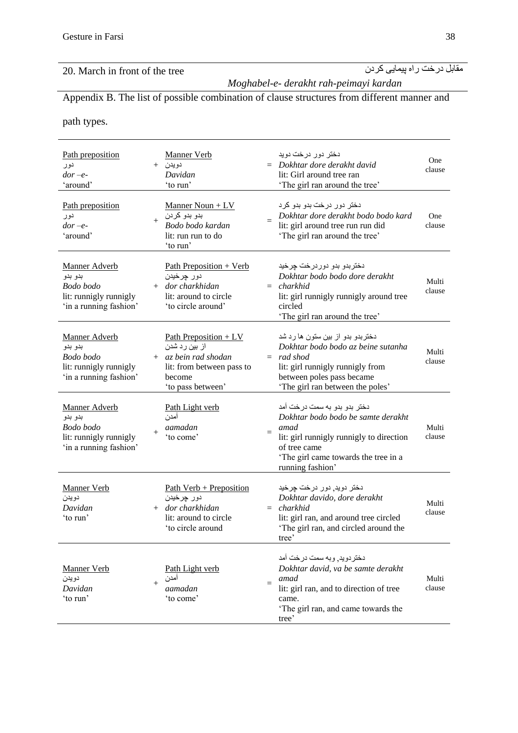| 20. March in front of the tree | مقابل درخت راه پیمایی کردن *Moghabel-e- derakht rah-peimayi kardan* |
|---|---|

Appendix B. The list of possible combination of clause structures from different manner and path types.

| | | | | | |
|---|---|---|---|---|---|
| Path preposition<br>دور<br>*dor –e-*<br>'around' | + | Manner Verb<br>دویدن<br>*Davidan*<br>'to run' | = | دختر دور درخت دوید<br>*Dokhtar dore derakht david*<br>lit: Girl around tree ran<br>'The girl ran around the tree' | One clause |
| Path preposition<br>دور<br>*dor –e-*<br>'around' | + | Manner Noun + LV<br>بدو بدو کردن<br>*Bodo bodo kardan*<br>lit: run run to do<br>'to run' | = | دختر دور درخت بدو بدو کرد<br>*Dokhtar dore derakht bodo bodo kard*<br>lit: girl around tree run run did<br>'The girl ran around the tree' | One clause |
| Manner Adverb<br>بدو بدو<br>*Bodo bodo*<br>lit: runnigly runnigly<br>'in a running fashion' | + | Path Preposition + Verb<br>دور چرخیدن<br>*dor charkhidan*<br>lit: around to circle<br>'to circle around' | = | دختربدو بدو دوردرخت چرخید<br>*Dokhtar bodo bodo dore derakht charkhid*<br>lit: girl runnigly runnigly around tree circled<br>'The girl ran around the tree' | Multi clause |
| Manner Adverb<br>بدو بدو<br>*Bodo bodo*<br>lit: runnigly runnigly<br>'in a running fashion' | + | Path Preposition + LV<br>از بین رد شدن<br>*az bein rad shodan*<br>lit: from between pass to become<br>'to pass between' | = | دختربدو بدو از بین ستون ها رد شد<br>*Dokhtar bodo bodo az beine sutanha rad shod*<br>lit: girl runnigly runnigly from between poles pass became<br>'The girl ran between the poles' | Multi clause |
| Manner Adverb<br>بدو بدو<br>*Bodo bodo*<br>lit: runnigly runnigly<br>'in a running fashion' | + | Path Light verb<br>آمدن<br>*aamadan*<br>'to come' | = | دختر بدو بدو به سمت درخت آمد<br>*Dokhtar bodo bodo be samte derakht amad*<br>lit: girl runnigly runnigly to direction of tree came<br>'The girl came towards the tree in a running fashion' | Multi clause |
| Manner Verb<br>دویدن<br>*Davidan*<br>'to run' | + | Path Verb + Preposition<br>دور چرخیدن<br>*dor charkhidan*<br>lit: around to circle<br>'to circle around | = | دختر دوید, دور درخت چرخید<br>*Dokhtar davido, dore derakht charkhid*<br>lit: girl ran, and around tree circled<br>'The girl ran, and circled around the tree' | Multi clause |
| Manner Verb<br>دویدن<br>*Davidan*<br>'to run' | + | Path Light verb<br>آمدن<br>*aamadan*<br>'to come' | = | دختردوید, وبه سمت درخت آمد<br>*Dokhtar david, va be samte derakht amad*<br>lit: girl ran, and to direction of tree came.<br>'The girl ran, and came towards the tree' | Multi clause |